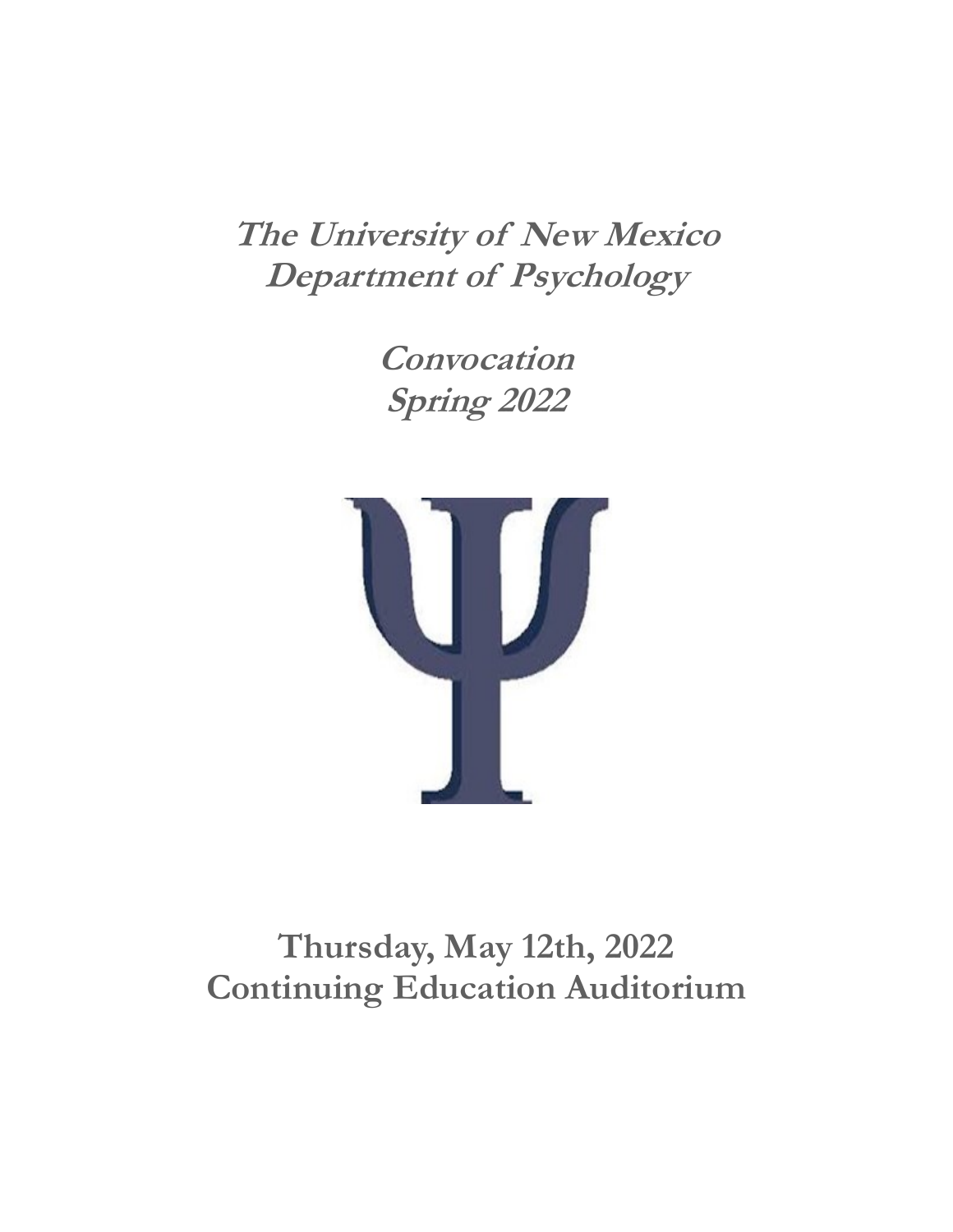# The University of New Mexico
# Department of Psychology

## Convocation
## Spring 2022

Ψ

**Thursday, May 12th, 2022**
**Continuing Education Auditorium**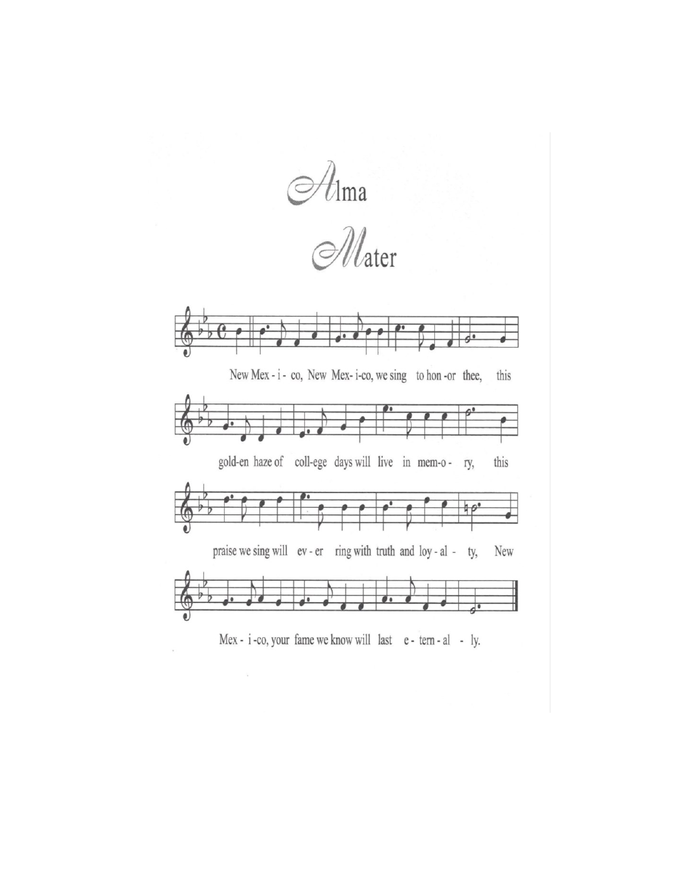# Alma Mater

New Mex - i - co, New Mex- i-co, we sing to hon -or thee, this

gold-en haze of coll-ege days will live in mem-o - ry, this

praise we sing will ev - er ring with truth and loy - al - ty, New

Mex - i -co, your fame we know will last e - tern - al - ly.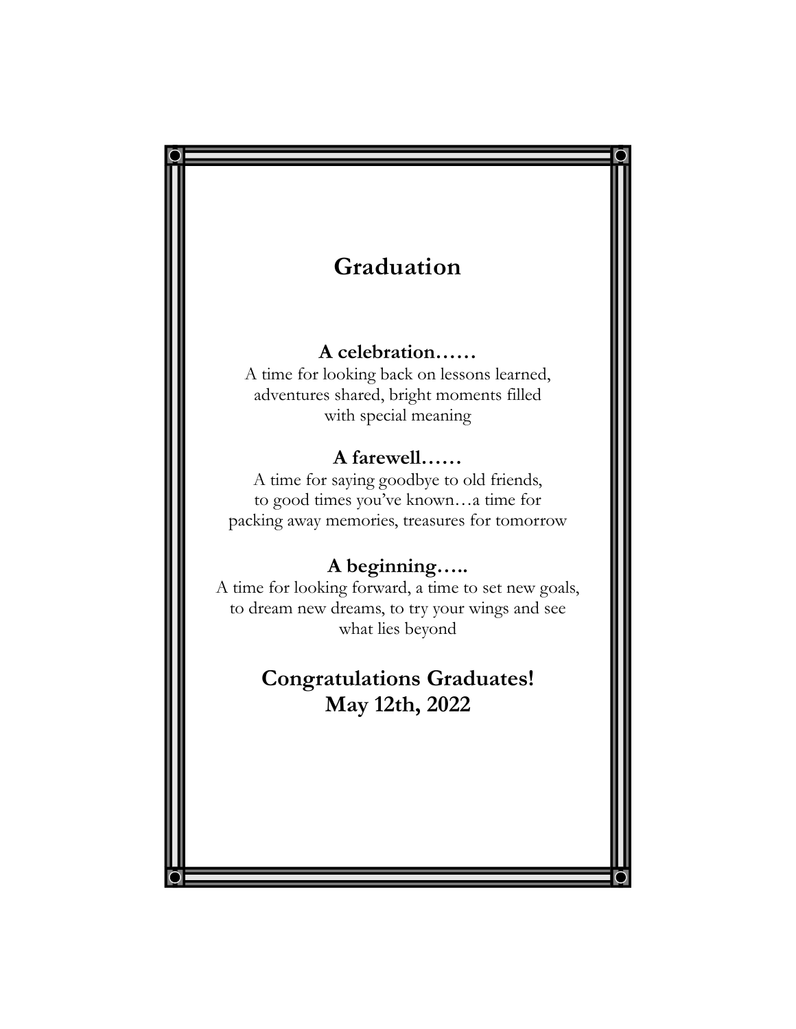# Graduation

**A celebration……**

A time for looking back on lessons learned,
adventures shared, bright moments filled
with special meaning

**A farewell……**

A time for saying goodbye to old friends,
to good times you've known…a time for
packing away memories, treasures for tomorrow

**A beginning…..**

A time for looking forward, a time to set new goals,
to dream new dreams, to try your wings and see
what lies beyond

**Congratulations Graduates!**
**May 12th, 2022**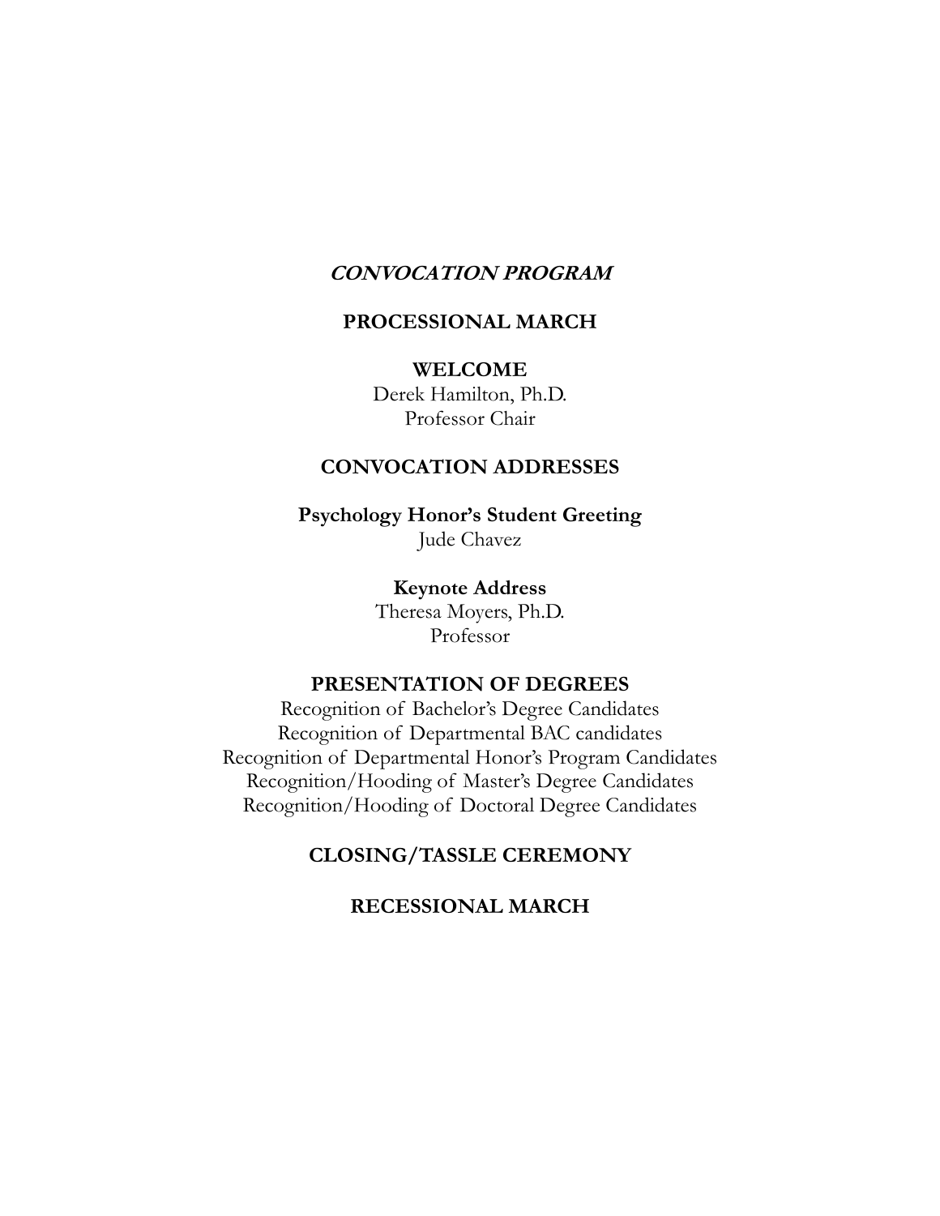***CONVOCATION PROGRAM***

**PROCESSIONAL MARCH**

**WELCOME**

Derek Hamilton, Ph.D.
Professor Chair

**CONVOCATION ADDRESSES**

**Psychology Honor's Student Greeting**

Jude Chavez

**Keynote Address**

Theresa Moyers, Ph.D.
Professor

**PRESENTATION OF DEGREES**

Recognition of Bachelor's Degree Candidates
Recognition of Departmental BAC candidates
Recognition of Departmental Honor's Program Candidates
Recognition/Hooding of Master's Degree Candidates
Recognition/Hooding of Doctoral Degree Candidates

**CLOSING/TASSLE CEREMONY**

**RECESSIONAL MARCH**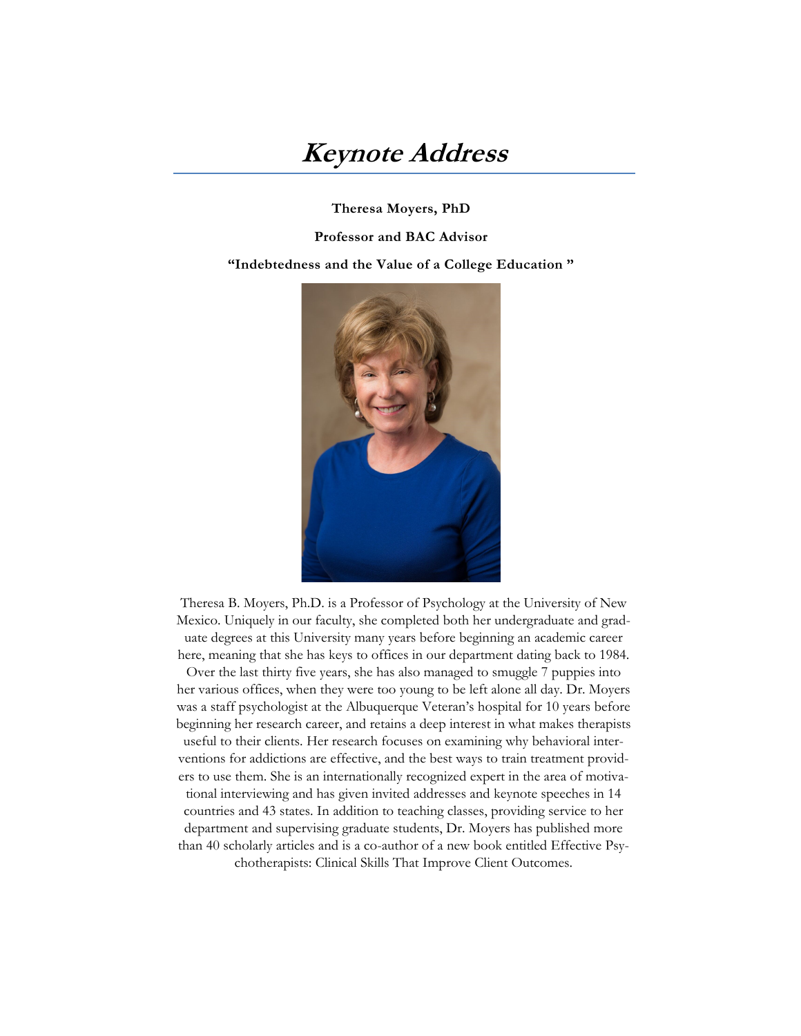# ***Keynote Address***

**Theresa Moyers, PhD**

**Professor and BAC Advisor**

**"Indebtedness and the Value of a College Education "**

Theresa B. Moyers, Ph.D. is a Professor of Psychology at the University of New Mexico. Uniquely in our faculty, she completed both her undergraduate and graduate degrees at this University many years before beginning an academic career here, meaning that she has keys to offices in our department dating back to 1984. Over the last thirty five years, she has also managed to smuggle 7 puppies into her various offices, when they were too young to be left alone all day. Dr. Moyers was a staff psychologist at the Albuquerque Veteran's hospital for 10 years before beginning her research career, and retains a deep interest in what makes therapists useful to their clients. Her research focuses on examining why behavioral interventions for addictions are effective, and the best ways to train treatment providers to use them. She is an internationally recognized expert in the area of motivational interviewing and has given invited addresses and keynote speeches in 14 countries and 43 states. In addition to teaching classes, providing service to her department and supervising graduate students, Dr. Moyers has published more than 40 scholarly articles and is a co-author of a new book entitled Effective Psychotherapists: Clinical Skills That Improve Client Outcomes.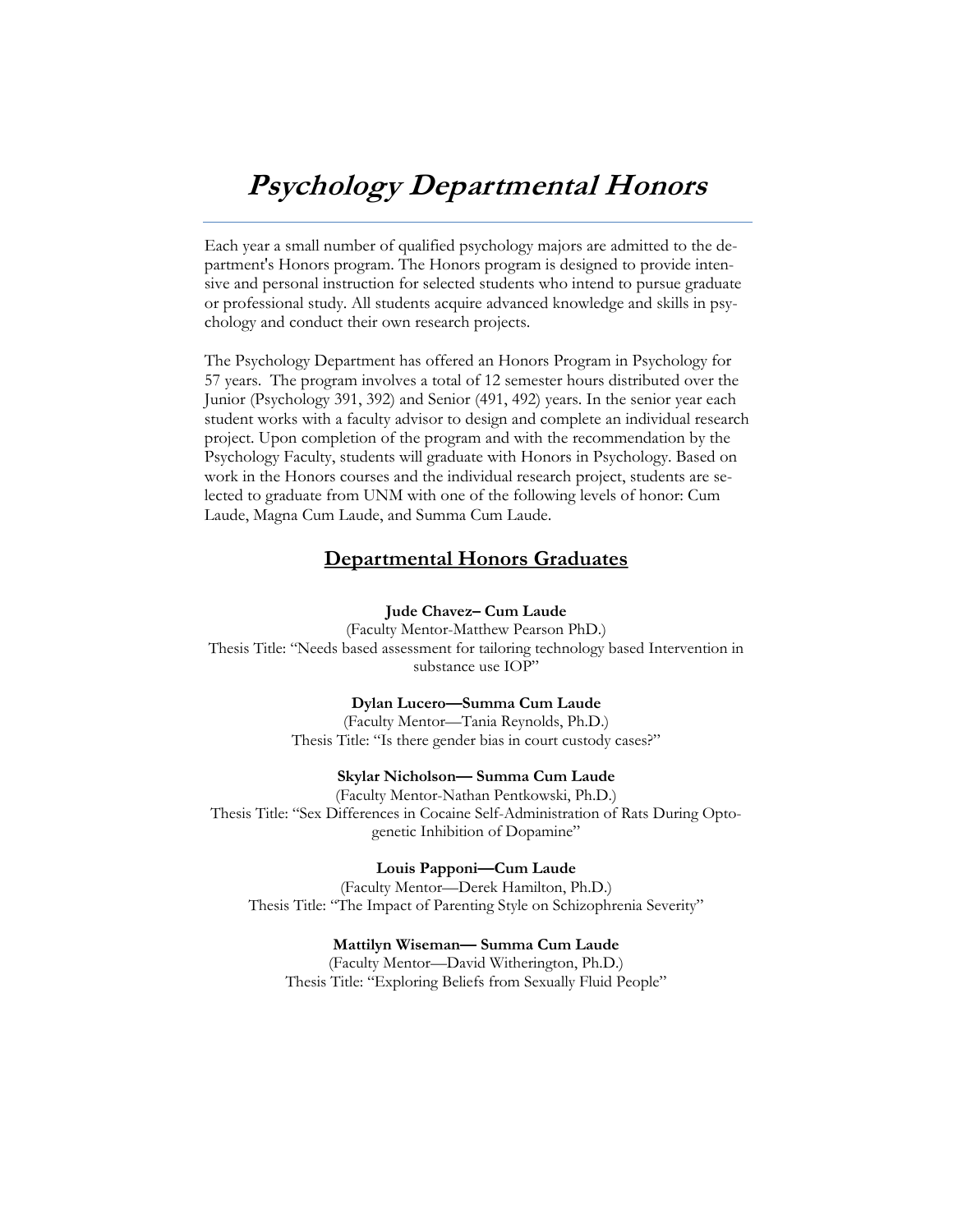# *Psychology Departmental Honors*

Each year a small number of qualified psychology majors are admitted to the department's Honors program. The Honors program is designed to provide intensive and personal instruction for selected students who intend to pursue graduate or professional study. All students acquire advanced knowledge and skills in psychology and conduct their own research projects.

The Psychology Department has offered an Honors Program in Psychology for 57 years. The program involves a total of 12 semester hours distributed over the Junior (Psychology 391, 392) and Senior (491, 492) years. In the senior year each student works with a faculty advisor to design and complete an individual research project. Upon completion of the program and with the recommendation by the Psychology Faculty, students will graduate with Honors in Psychology. Based on work in the Honors courses and the individual research project, students are selected to graduate from UNM with one of the following levels of honor: Cum Laude, Magna Cum Laude, and Summa Cum Laude.

## Departmental Honors Graduates

**Jude Chavez– Cum Laude**
(Faculty Mentor-Matthew Pearson PhD.)
Thesis Title: "Needs based assessment for tailoring technology based Intervention in substance use IOP"

**Dylan Lucero—Summa Cum Laude**
(Faculty Mentor—Tania Reynolds, Ph.D.)
Thesis Title: "Is there gender bias in court custody cases?"

**Skylar Nicholson— Summa Cum Laude**
(Faculty Mentor-Nathan Pentkowski, Ph.D.)
Thesis Title: "Sex Differences in Cocaine Self-Administration of Rats During Optogenetic Inhibition of Dopamine"

**Louis Papponi—Cum Laude**
(Faculty Mentor—Derek Hamilton, Ph.D.)
Thesis Title: "The Impact of Parenting Style on Schizophrenia Severity"

**Mattilyn Wiseman— Summa Cum Laude**
(Faculty Mentor—David Witherington, Ph.D.)
Thesis Title: "Exploring Beliefs from Sexually Fluid People"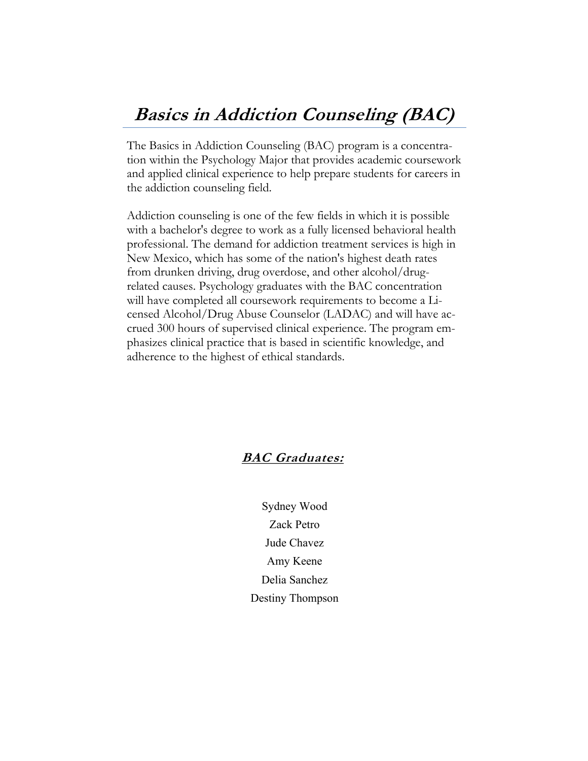# ***Basics in Addiction Counseling (BAC)***

The Basics in Addiction Counseling (BAC) program is a concentration within the Psychology Major that provides academic coursework and applied clinical experience to help prepare students for careers in the addiction counseling field.

Addiction counseling is one of the few fields in which it is possible with a bachelor's degree to work as a fully licensed behavioral health professional. The demand for addiction treatment services is high in New Mexico, which has some of the nation's highest death rates from drunken driving, drug overdose, and other alcohol/drug-related causes. Psychology graduates with the BAC concentration will have completed all coursework requirements to become a Licensed Alcohol/Drug Abuse Counselor (LADAC) and will have accrued 300 hours of supervised clinical experience. The program emphasizes clinical practice that is based in scientific knowledge, and adherence to the highest of ethical standards.

## ***BAC Graduates:***

Sydney Wood

Zack Petro

Jude Chavez

Amy Keene

Delia Sanchez

Destiny Thompson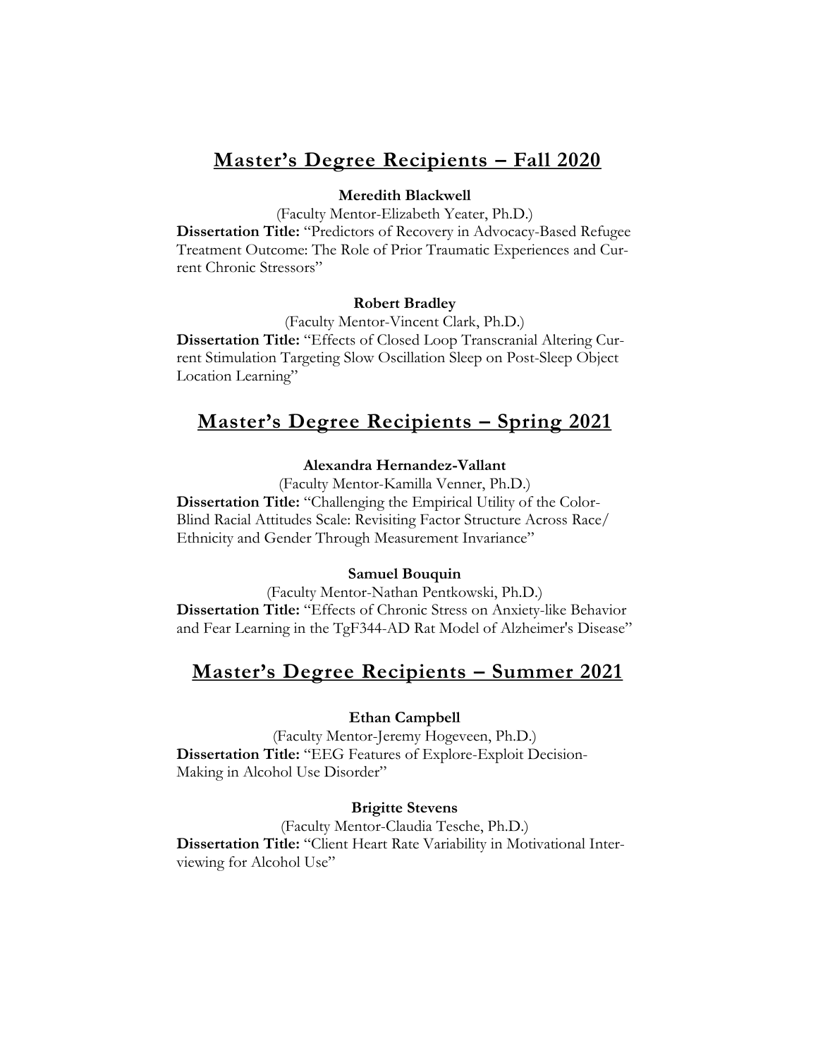## Master's Degree Recipients – Fall 2020

**Meredith Blackwell**

(Faculty Mentor-Elizabeth Yeater, Ph.D.)

**Dissertation Title:** "Predictors of Recovery in Advocacy-Based Refugee Treatment Outcome: The Role of Prior Traumatic Experiences and Current Chronic Stressors"

**Robert Bradley**

(Faculty Mentor-Vincent Clark, Ph.D.)

**Dissertation Title:** "Effects of Closed Loop Transcranial Altering Current Stimulation Targeting Slow Oscillation Sleep on Post-Sleep Object Location Learning"

## Master's Degree Recipients – Spring 2021

**Alexandra Hernandez-Vallant**

(Faculty Mentor-Kamilla Venner, Ph.D.)

**Dissertation Title:** "Challenging the Empirical Utility of the Color-Blind Racial Attitudes Scale: Revisiting Factor Structure Across Race/Ethnicity and Gender Through Measurement Invariance"

**Samuel Bouquin**

(Faculty Mentor-Nathan Pentkowski, Ph.D.)

**Dissertation Title:** "Effects of Chronic Stress on Anxiety-like Behavior and Fear Learning in the TgF344-AD Rat Model of Alzheimer's Disease"

## Master's Degree Recipients – Summer 2021

**Ethan Campbell**

(Faculty Mentor-Jeremy Hogeveen, Ph.D.)

**Dissertation Title:** "EEG Features of Explore-Exploit Decision-Making in Alcohol Use Disorder"

**Brigitte Stevens**

(Faculty Mentor-Claudia Tesche, Ph.D.)

**Dissertation Title:** "Client Heart Rate Variability in Motivational Interviewing for Alcohol Use"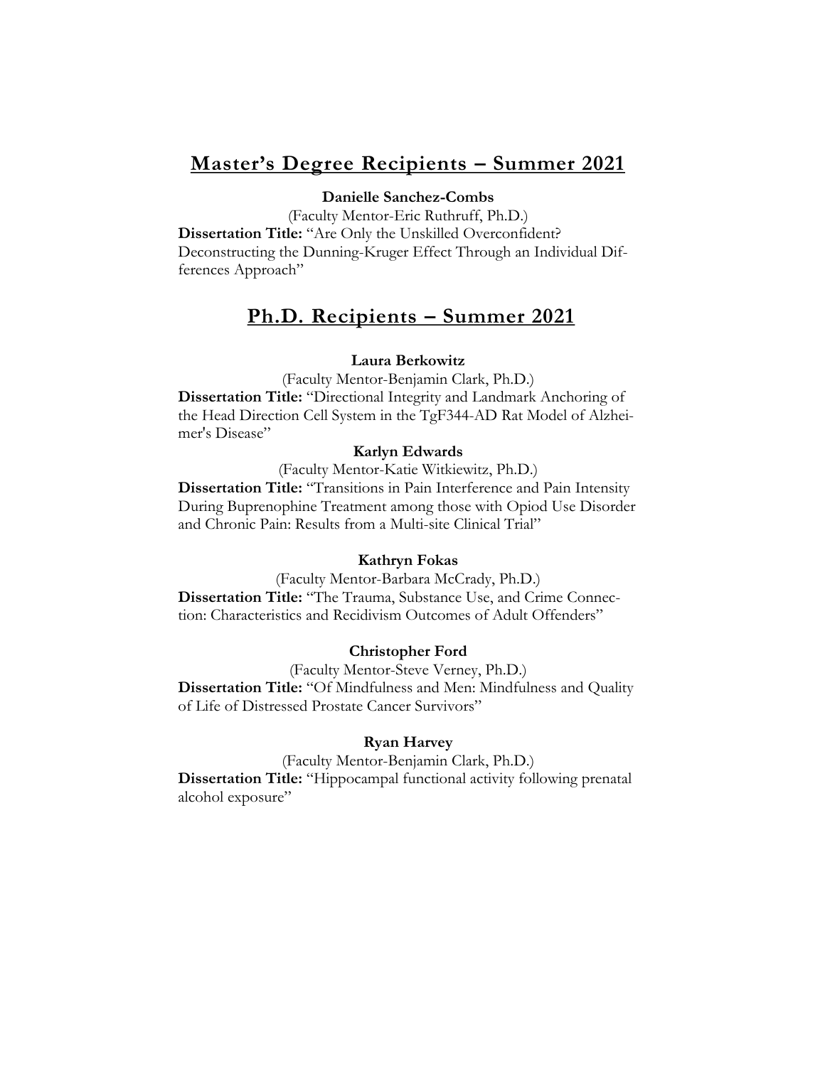## Master's Degree Recipients – Summer 2021

**Danielle Sanchez-Combs**

(Faculty Mentor-Eric Ruthruff, Ph.D.)

**Dissertation Title:** "Are Only the Unskilled Overconfident? Deconstructing the Dunning-Kruger Effect Through an Individual Differences Approach"

## Ph.D. Recipients – Summer 2021

**Laura Berkowitz**

(Faculty Mentor-Benjamin Clark, Ph.D.)

**Dissertation Title:** "Directional Integrity and Landmark Anchoring of the Head Direction Cell System in the TgF344-AD Rat Model of Alzheimer's Disease"

**Karlyn Edwards**

(Faculty Mentor-Katie Witkiewitz, Ph.D.)

**Dissertation Title:** "Transitions in Pain Interference and Pain Intensity During Buprenophine Treatment among those with Opiod Use Disorder and Chronic Pain: Results from a Multi-site Clinical Trial"

**Kathryn Fokas**

(Faculty Mentor-Barbara McCrady, Ph.D.)

**Dissertation Title:** "The Trauma, Substance Use, and Crime Connection: Characteristics and Recidivism Outcomes of Adult Offenders"

**Christopher Ford**

(Faculty Mentor-Steve Verney, Ph.D.)

**Dissertation Title:** "Of Mindfulness and Men: Mindfulness and Quality of Life of Distressed Prostate Cancer Survivors"

**Ryan Harvey**

(Faculty Mentor-Benjamin Clark, Ph.D.)

**Dissertation Title:** "Hippocampal functional activity following prenatal alcohol exposure"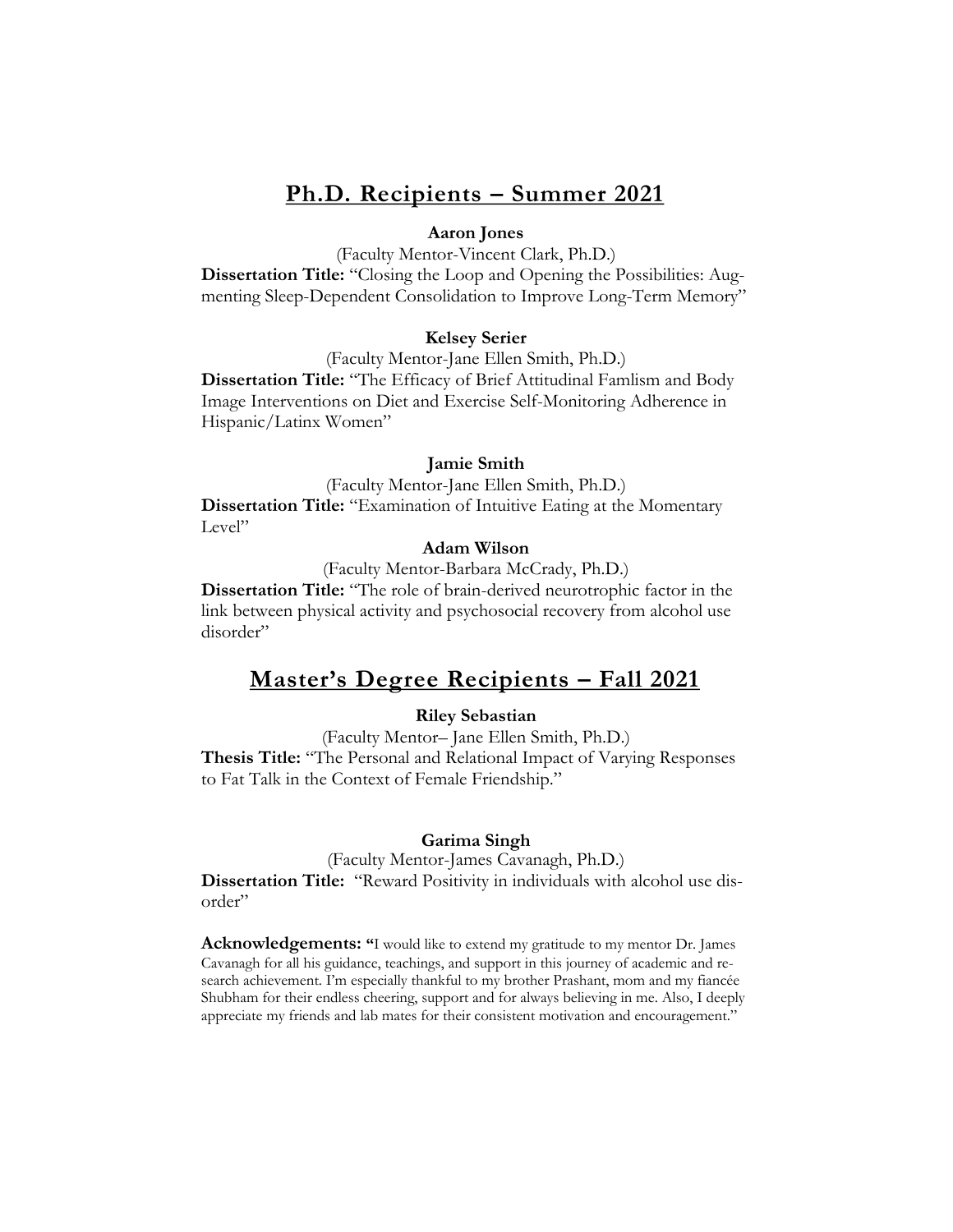## Ph.D. Recipients – Summer 2021

**Aaron Jones**

(Faculty Mentor-Vincent Clark, Ph.D.)

**Dissertation Title:** "Closing the Loop and Opening the Possibilities: Augmenting Sleep-Dependent Consolidation to Improve Long-Term Memory"

**Kelsey Serier**

(Faculty Mentor-Jane Ellen Smith, Ph.D.)

**Dissertation Title:** "The Efficacy of Brief Attitudinal Famlism and Body Image Interventions on Diet and Exercise Self-Monitoring Adherence in Hispanic/Latinx Women"

**Jamie Smith**

(Faculty Mentor-Jane Ellen Smith, Ph.D.)

**Dissertation Title:** "Examination of Intuitive Eating at the Momentary Level"

**Adam Wilson**

(Faculty Mentor-Barbara McCrady, Ph.D.)

**Dissertation Title:** "The role of brain-derived neurotrophic factor in the link between physical activity and psychosocial recovery from alcohol use disorder"

## Master's Degree Recipients – Fall 2021

**Riley Sebastian**

(Faculty Mentor– Jane Ellen Smith, Ph.D.)

**Thesis Title:** "The Personal and Relational Impact of Varying Responses to Fat Talk in the Context of Female Friendship."

**Garima Singh**

(Faculty Mentor-James Cavanagh, Ph.D.)

**Dissertation Title:** "Reward Positivity in individuals with alcohol use disorder"

**Acknowledgements:** "I would like to extend my gratitude to my mentor Dr. James Cavanagh for all his guidance, teachings, and support in this journey of academic and research achievement. I'm especially thankful to my brother Prashant, mom and my fiancée Shubham for their endless cheering, support and for always believing in me. Also, I deeply appreciate my friends and lab mates for their consistent motivation and encouragement."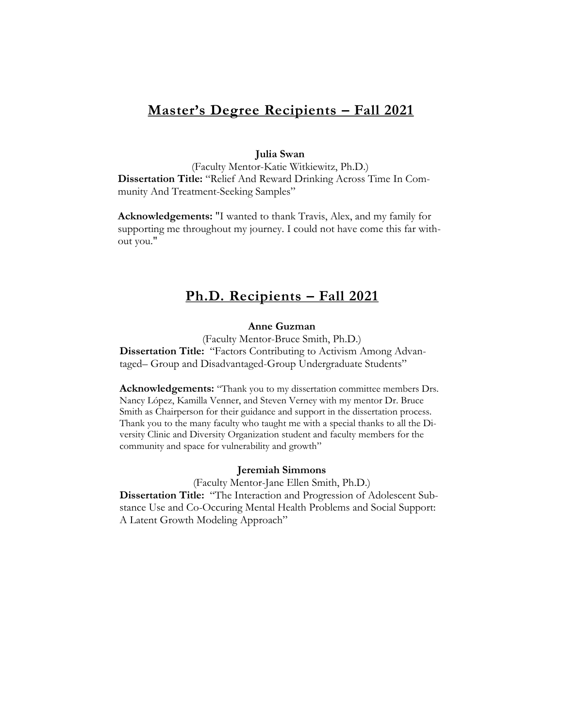## Master's Degree Recipients – Fall 2021

**Julia Swan**

(Faculty Mentor-Katie Witkiewitz, Ph.D.)

**Dissertation Title:** "Relief And Reward Drinking Across Time In Community And Treatment-Seeking Samples"

**Acknowledgements:** "I wanted to thank Travis, Alex, and my family for supporting me throughout my journey. I could not have come this far without you."

## Ph.D. Recipients – Fall 2021

**Anne Guzman**

(Faculty Mentor-Bruce Smith, Ph.D.)

**Dissertation Title:** "Factors Contributing to Activism Among Advantaged– Group and Disadvantaged-Group Undergraduate Students"

**Acknowledgements:** "Thank you to my dissertation committee members Drs. Nancy López, Kamilla Venner, and Steven Verney with my mentor Dr. Bruce Smith as Chairperson for their guidance and support in the dissertation process. Thank you to the many faculty who taught me with a special thanks to all the Diversity Clinic and Diversity Organization student and faculty members for the community and space for vulnerability and growth"

**Jeremiah Simmons**

(Faculty Mentor-Jane Ellen Smith, Ph.D.)

**Dissertation Title:** "The Interaction and Progression of Adolescent Substance Use and Co-Occuring Mental Health Problems and Social Support: A Latent Growth Modeling Approach"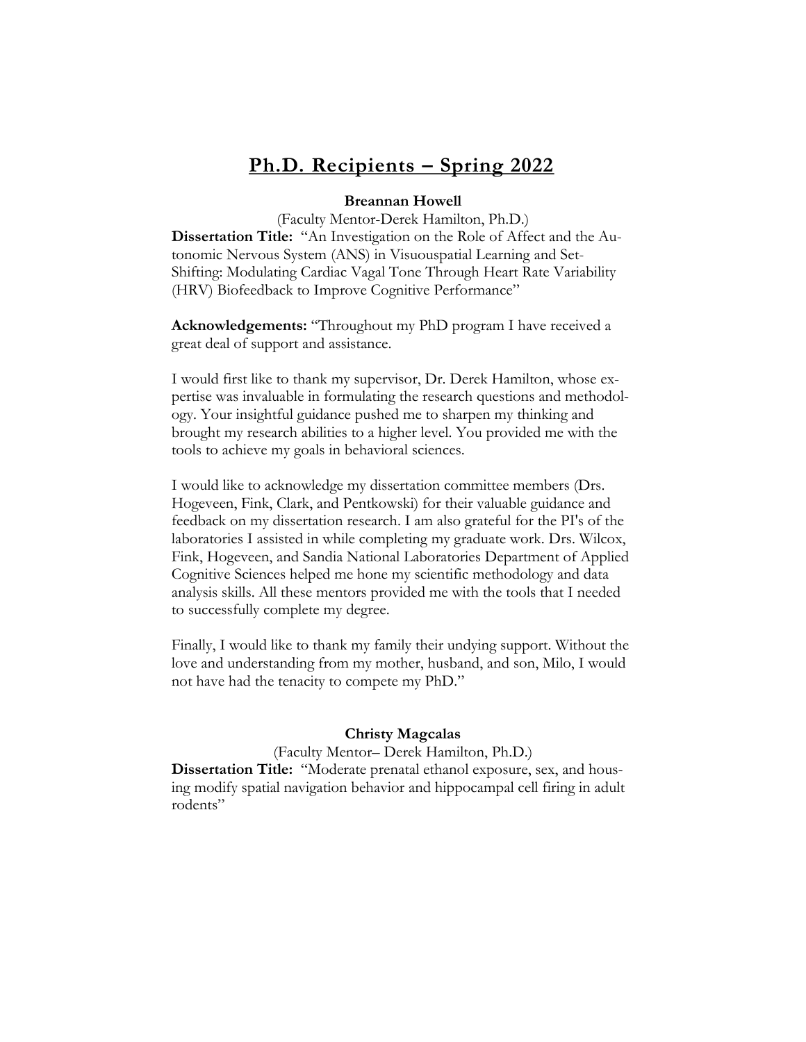# Ph.D. Recipients – Spring 2022

**Breannan Howell**

(Faculty Mentor-Derek Hamilton, Ph.D.)

**Dissertation Title:** "An Investigation on the Role of Affect and the Autonomic Nervous System (ANS) in Visuouspatial Learning and Set-Shifting: Modulating Cardiac Vagal Tone Through Heart Rate Variability (HRV) Biofeedback to Improve Cognitive Performance"

**Acknowledgements:** "Throughout my PhD program I have received a great deal of support and assistance.

I would first like to thank my supervisor, Dr. Derek Hamilton, whose expertise was invaluable in formulating the research questions and methodology. Your insightful guidance pushed me to sharpen my thinking and brought my research abilities to a higher level. You provided me with the tools to achieve my goals in behavioral sciences.

I would like to acknowledge my dissertation committee members (Drs. Hogeveen, Fink, Clark, and Pentkowski) for their valuable guidance and feedback on my dissertation research. I am also grateful for the PI's of the laboratories I assisted in while completing my graduate work. Drs. Wilcox, Fink, Hogeveen, and Sandia National Laboratories Department of Applied Cognitive Sciences helped me hone my scientific methodology and data analysis skills. All these mentors provided me with the tools that I needed to successfully complete my degree.

Finally, I would like to thank my family their undying support. Without the love and understanding from my mother, husband, and son, Milo, I would not have had the tenacity to compete my PhD."

**Christy Magcalas**

(Faculty Mentor– Derek Hamilton, Ph.D.)

**Dissertation Title:** "Moderate prenatal ethanol exposure, sex, and housing modify spatial navigation behavior and hippocampal cell firing in adult rodents"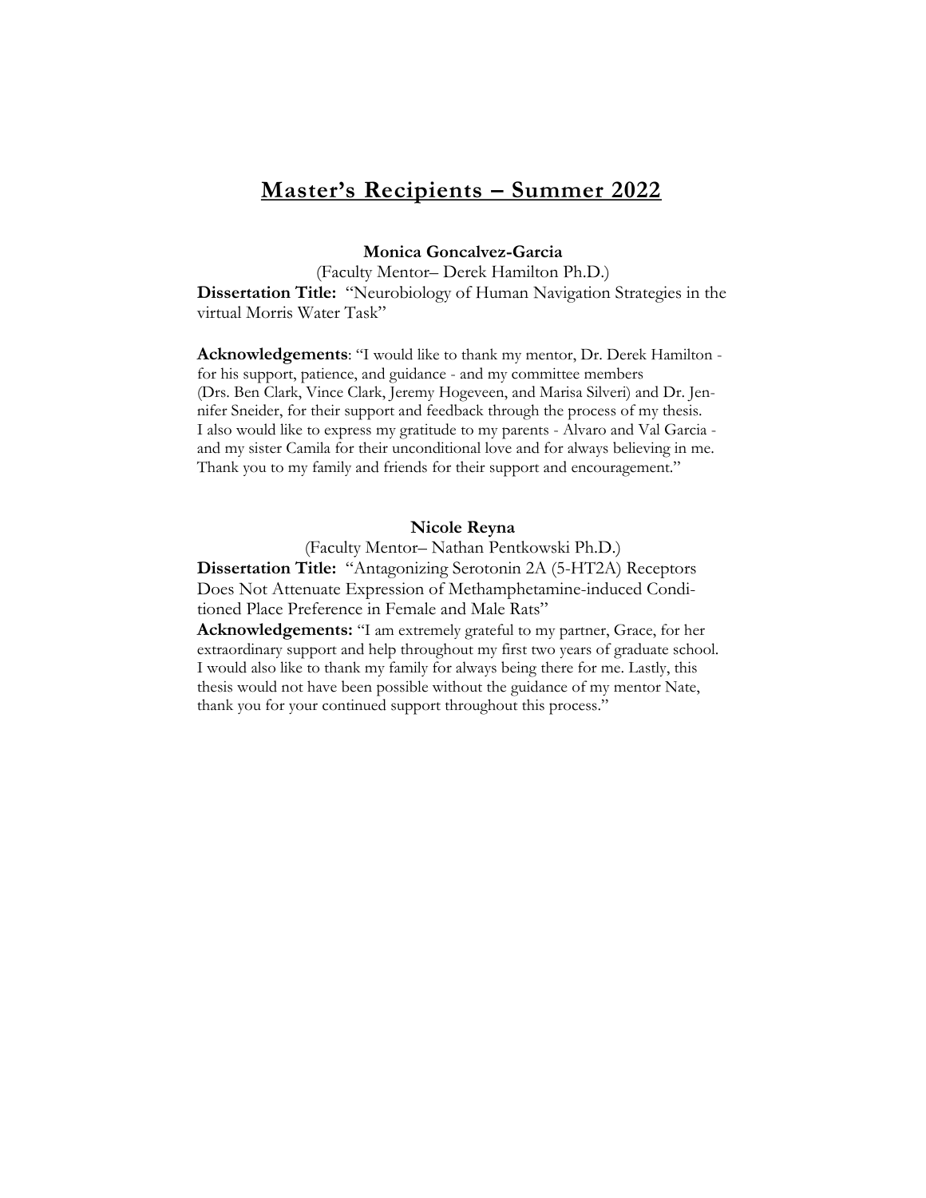## Master's Recipients – Summer 2022

**Monica Goncalvez-Garcia**

(Faculty Mentor– Derek Hamilton Ph.D.)

**Dissertation Title:** "Neurobiology of Human Navigation Strategies in the virtual Morris Water Task"

**Acknowledgements**: "I would like to thank my mentor, Dr. Derek Hamilton - for his support, patience, and guidance - and my committee members (Drs. Ben Clark, Vince Clark, Jeremy Hogeveen, and Marisa Silveri) and Dr. Jennifer Sneider, for their support and feedback through the process of my thesis. I also would like to express my gratitude to my parents - Alvaro and Val Garcia - and my sister Camila for their unconditional love and for always believing in me. Thank you to my family and friends for their support and encouragement."

**Nicole Reyna**

(Faculty Mentor– Nathan Pentkowski Ph.D.)

**Dissertation Title:** "Antagonizing Serotonin 2A (5-HT2A) Receptors Does Not Attenuate Expression of Methamphetamine-induced Conditioned Place Preference in Female and Male Rats"

**Acknowledgements:** "I am extremely grateful to my partner, Grace, for her extraordinary support and help throughout my first two years of graduate school. I would also like to thank my family for always being there for me. Lastly, this thesis would not have been possible without the guidance of my mentor Nate, thank you for your continued support throughout this process."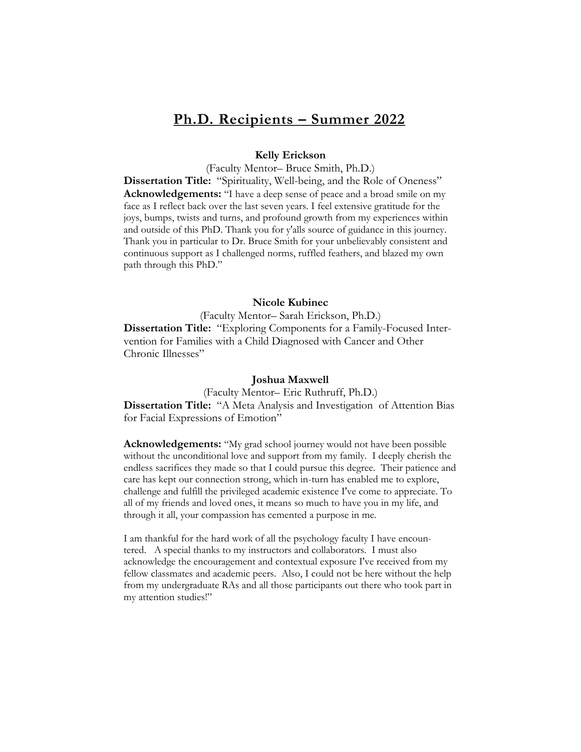## Ph.D. Recipients – Summer 2022

**Kelly Erickson**

(Faculty Mentor– Bruce Smith, Ph.D.)

**Dissertation Title:** "Spirituality, Well-being, and the Role of Oneness"

**Acknowledgements:** "I have a deep sense of peace and a broad smile on my face as I reflect back over the last seven years. I feel extensive gratitude for the joys, bumps, twists and turns, and profound growth from my experiences within and outside of this PhD. Thank you for y'alls source of guidance in this journey. Thank you in particular to Dr. Bruce Smith for your unbelievably consistent and continuous support as I challenged norms, ruffled feathers, and blazed my own path through this PhD."

**Nicole Kubinec**

(Faculty Mentor– Sarah Erickson, Ph.D.)

**Dissertation Title:** "Exploring Components for a Family-Focused Intervention for Families with a Child Diagnosed with Cancer and Other Chronic Illnesses"

**Joshua Maxwell**

(Faculty Mentor– Eric Ruthruff, Ph.D.)

**Dissertation Title:** "A Meta Analysis and Investigation of Attention Bias for Facial Expressions of Emotion"

**Acknowledgements:** "My grad school journey would not have been possible without the unconditional love and support from my family. I deeply cherish the endless sacrifices they made so that I could pursue this degree. Their patience and care has kept our connection strong, which in-turn has enabled me to explore, challenge and fulfill the privileged academic existence I've come to appreciate. To all of my friends and loved ones, it means so much to have you in my life, and through it all, your compassion has cemented a purpose in me.

I am thankful for the hard work of all the psychology faculty I have encountered. A special thanks to my instructors and collaborators. I must also acknowledge the encouragement and contextual exposure I've received from my fellow classmates and academic peers. Also, I could not be here without the help from my undergraduate RAs and all those participants out there who took part in my attention studies!"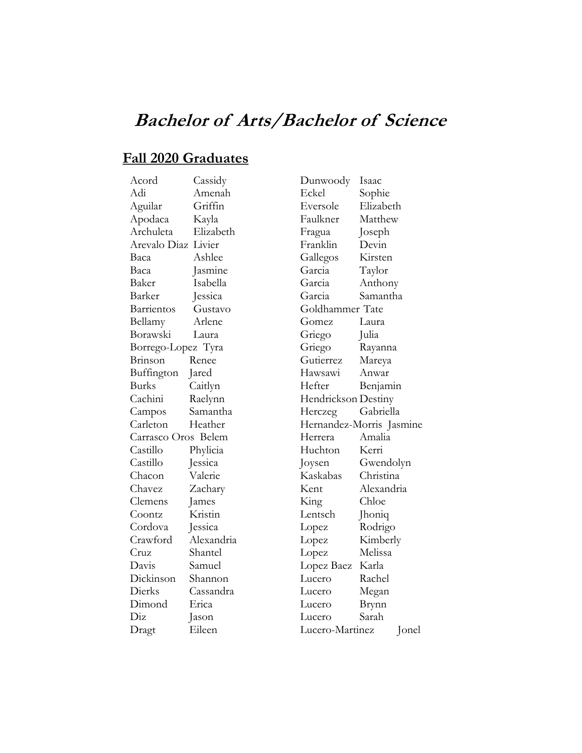# *Bachelor of Arts/Bachelor of Science*

## Fall 2020 Graduates

| Last Name | First Name |
|---|---|
| Acord | Cassidy |
| Adi | Amenah |
| Aguilar | Griffin |
| Apodaca | Kayla |
| Archuleta | Elizabeth |
| Arevalo Diaz | Livier |
| Baca | Ashlee |
| Baca | Jasmine |
| Baker | Isabella |
| Barker | Jessica |
| Barrientos | Gustavo |
| Bellamy | Arlene |
| Borawski | Laura |
| Borrego-Lopez | Tyra |
| Brinson | Renee |
| Buffington | Jared |
| Burks | Caitlyn |
| Cachini | Raelynn |
| Campos | Samantha |
| Carleton | Heather |
| Carrasco Oros | Belem |
| Castillo | Phylicia |
| Castillo | Jessica |
| Chacon | Valerie |
| Chavez | Zachary |
| Clemens | James |
| Coontz | Kristin |
| Cordova | Jessica |
| Crawford | Alexandria |
| Cruz | Shantel |
| Davis | Samuel |
| Dickinson | Shannon |
| Dierks | Cassandra |
| Dimond | Erica |
| Diz | Jason |
| Dragt | Eileen |
| Dunwoody | Isaac |
| Eckel | Sophie |
| Eversole | Elizabeth |
| Faulkner | Matthew |
| Fragua | Joseph |
| Franklin | Devin |
| Gallegos | Kirsten |
| Garcia | Taylor |
| Garcia | Anthony |
| Garcia | Samantha |
| Goldhammer | Tate |
| Gomez | Laura |
| Griego | Julia |
| Griego | Rayanna |
| Gutierrez | Mareya |
| Hawsawi | Anwar |
| Hefter | Benjamin |
| Hendrickson | Destiny |
| Herczeg | Gabriella |
| Hernandez-Morris | Jasmine |
| Herrera | Amalia |
| Huchton | Kerri |
| Joysen | Gwendolyn |
| Kaskabas | Christina |
| Kent | Alexandria |
| King | Chloe |
| Lentsch | Jhoniq |
| Lopez | Rodrigo |
| Lopez | Kimberly |
| Lopez | Melissa |
| Lopez Baez | Karla |
| Lucero | Rachel |
| Lucero | Megan |
| Lucero | Brynn |
| Lucero | Sarah |
| Lucero-Martinez | Jonel |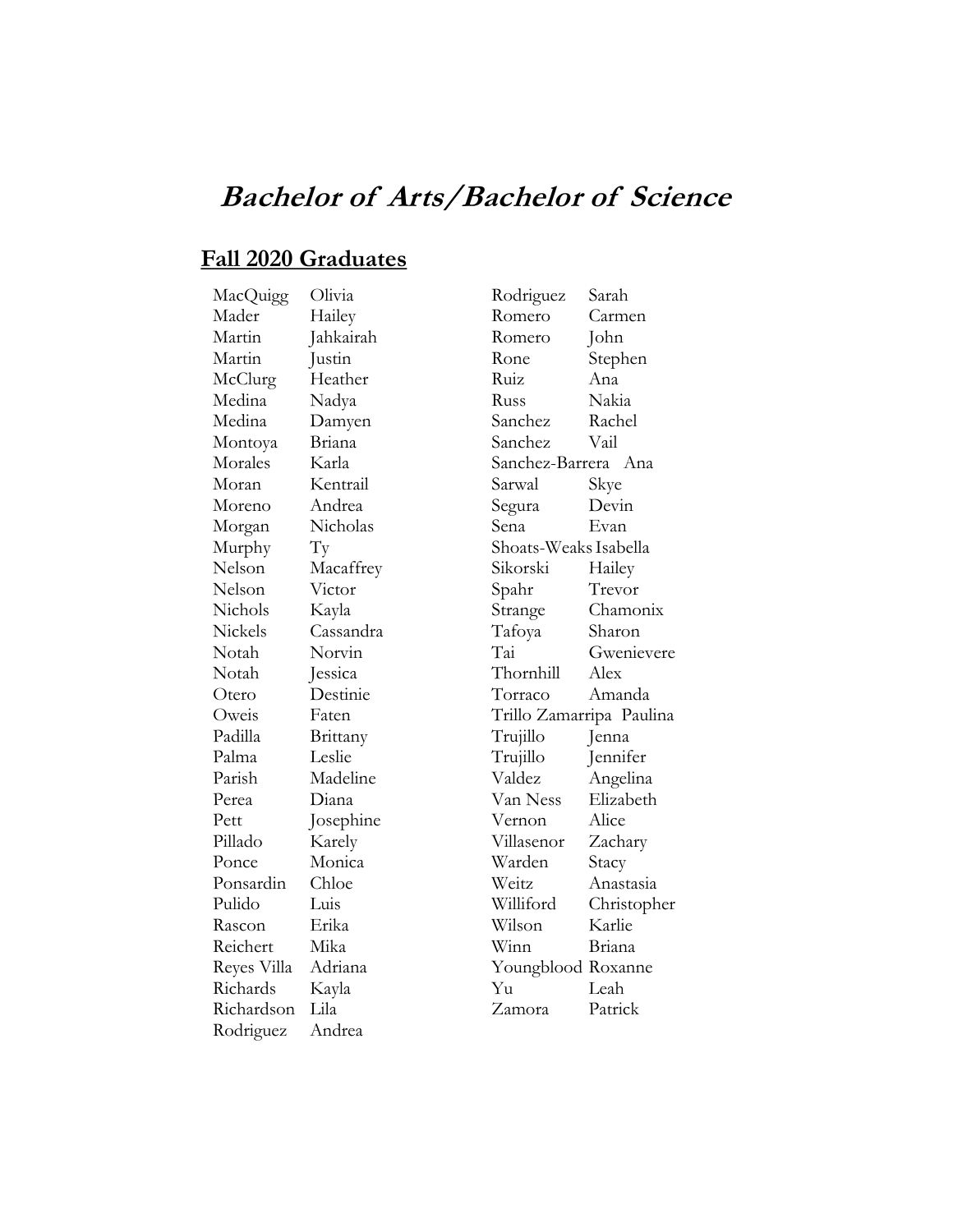# *Bachelor of Arts/Bachelor of Science*

## Fall 2020 Graduates

| Last Name | First Name |
|---|---|
| MacQuigg | Olivia |
| Mader | Hailey |
| Martin | Jahkairah |
| Martin | Justin |
| McClurg | Heather |
| Medina | Nadya |
| Medina | Damyen |
| Montoya | Briana |
| Morales | Karla |
| Moran | Kentrail |
| Moreno | Andrea |
| Morgan | Nicholas |
| Murphy | Ty |
| Nelson | Macaffrey |
| Nelson | Victor |
| Nichols | Kayla |
| Nickels | Cassandra |
| Notah | Norvin |
| Notah | Jessica |
| Otero | Destinie |
| Oweis | Faten |
| Padilla | Brittany |
| Palma | Leslie |
| Parish | Madeline |
| Perea | Diana |
| Pett | Josephine |
| Pillado | Karely |
| Ponce | Monica |
| Ponsardin | Chloe |
| Pulido | Luis |
| Rascon | Erika |
| Reichert | Mika |
| Reyes Villa | Adriana |
| Richards | Kayla |
| Richardson | Lila |
| Rodriguez | Andrea |
| Rodriguez | Sarah |
| Romero | Carmen |
| Romero | John |
| Rone | Stephen |
| Ruiz | Ana |
| Russ | Nakia |
| Sanchez | Rachel |
| Sanchez | Vail |
| Sanchez-Barrera | Ana |
| Sarwal | Skye |
| Segura | Devin |
| Sena | Evan |
| Shoats-Weaks | Isabella |
| Sikorski | Hailey |
| Spahr | Trevor |
| Strange | Chamonix |
| Tafoya | Sharon |
| Tai | Gwenievere |
| Thornhill | Alex |
| Torraco | Amanda |
| Trillo Zamarripa | Paulina |
| Trujillo | Jenna |
| Trujillo | Jennifer |
| Valdez | Angelina |
| Van Ness | Elizabeth |
| Vernon | Alice |
| Villasenor | Zachary |
| Warden | Stacy |
| Weitz | Anastasia |
| Williford | Christopher |
| Wilson | Karlie |
| Winn | Briana |
| Youngblood | Roxanne |
| Yu | Leah |
| Zamora | Patrick |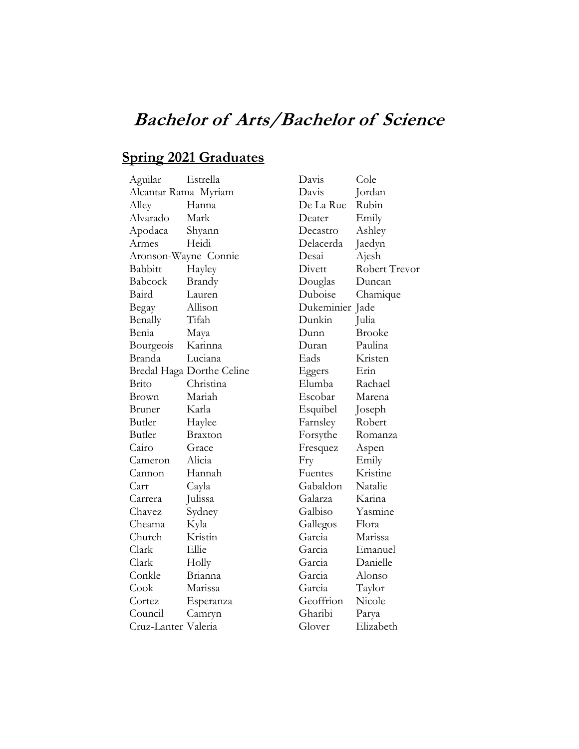# *Bachelor of Arts/Bachelor of Science*

## Spring 2021 Graduates

| | |
|---|---|
| Aguilar | Estrella |
| Alcantar Rama | Myriam |
| Alley | Hanna |
| Alvarado | Mark |
| Apodaca | Shyann |
| Armes | Heidi |
| Aronson-Wayne | Connie |
| Babbitt | Hayley |
| Babcock | Brandy |
| Baird | Lauren |
| Begay | Allison |
| Benally | Tifah |
| Benia | Maya |
| Bourgeois | Karinna |
| Branda | Luciana |
| Bredal Haga | Dorthe Celine |
| Brito | Christina |
| Brown | Mariah |
| Bruner | Karla |
| Butler | Haylee |
| Butler | Braxton |
| Cairo | Grace |
| Cameron | Alicia |
| Cannon | Hannah |
| Carr | Cayla |
| Carrera | Julissa |
| Chavez | Sydney |
| Cheama | Kyla |
| Church | Kristin |
| Clark | Ellie |
| Clark | Holly |
| Conkle | Brianna |
| Cook | Marissa |
| Cortez | Esperanza |
| Council | Camryn |
| Cruz-Lanter | Valeria |
| Davis | Cole |
| Davis | Jordan |
| De La Rue | Rubin |
| Deater | Emily |
| Decastro | Ashley |
| Delacerda | Jaedyn |
| Desai | Ajesh |
| Divett | Robert Trevor |
| Douglas | Duncan |
| Duboise | Chamique |
| Dukeminier | Jade |
| Dunkin | Julia |
| Dunn | Brooke |
| Duran | Paulina |
| Eads | Kristen |
| Eggers | Erin |
| Elumba | Rachael |
| Escobar | Marena |
| Esquibel | Joseph |
| Farnsley | Robert |
| Forsythe | Romanza |
| Fresquez | Aspen |
| Fry | Emily |
| Fuentes | Kristine |
| Gabaldon | Natalie |
| Galarza | Karina |
| Galbiso | Yasmine |
| Gallegos | Flora |
| Garcia | Marissa |
| Garcia | Emanuel |
| Garcia | Danielle |
| Garcia | Alonso |
| Garcia | Taylor |
| Geoffrion | Nicole |
| Gharibi | Parya |
| Glover | Elizabeth |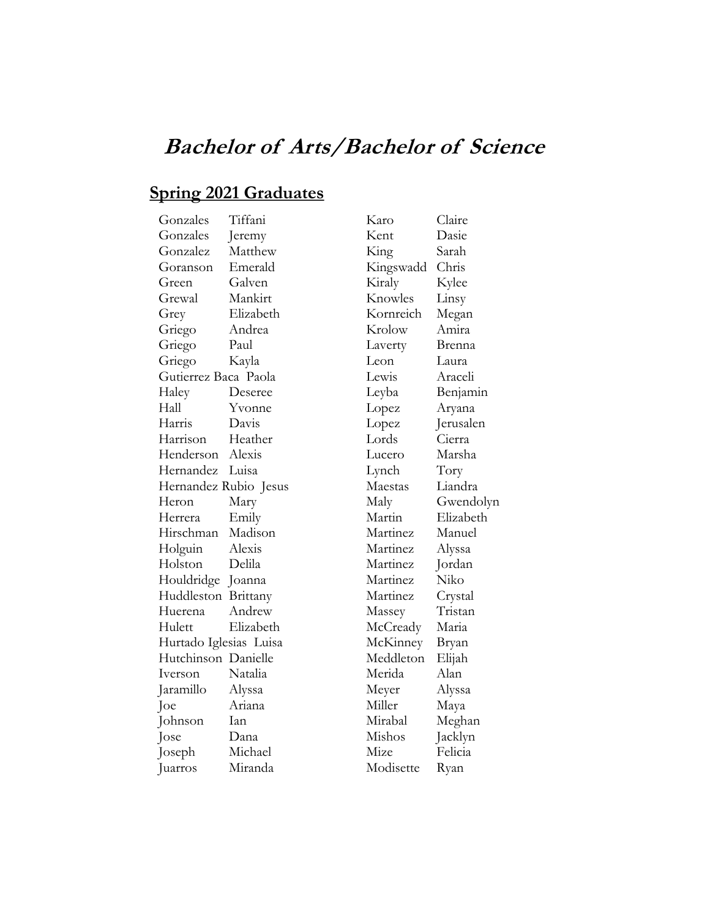# *Bachelor of Arts/Bachelor of Science*

## Spring 2021 Graduates

| | |
|---|---|
| Gonzales | Tiffani |
| Gonzales | Jeremy |
| Gonzalez | Matthew |
| Goranson | Emerald |
| Green | Galven |
| Grewal | Mankirt |
| Grey | Elizabeth |
| Griego | Andrea |
| Griego | Paul |
| Griego | Kayla |
| Gutierrez Baca | Paola |
| Haley | Deseree |
| Hall | Yvonne |
| Harris | Davis |
| Harrison | Heather |
| Henderson | Alexis |
| Hernandez | Luisa |
| Hernandez Rubio | Jesus |
| Heron | Mary |
| Herrera | Emily |
| Hirschman | Madison |
| Holguin | Alexis |
| Holston | Delila |
| Houldridge | Joanna |
| Huddleston | Brittany |
| Huerena | Andrew |
| Hulett | Elizabeth |
| Hurtado Iglesias | Luisa |
| Hutchinson | Danielle |
| Iverson | Natalia |
| Jaramillo | Alyssa |
| Joe | Ariana |
| Johnson | Ian |
| Jose | Dana |
| Joseph | Michael |
| Juarros | Miranda |
| Karo | Claire |
| Kent | Dasie |
| King | Sarah |
| Kingswadd | Chris |
| Kiraly | Kylee |
| Knowles | Linsy |
| Kornreich | Megan |
| Krolow | Amira |
| Laverty | Brenna |
| Leon | Laura |
| Lewis | Araceli |
| Leyba | Benjamin |
| Lopez | Aryana |
| Lopez | Jerusalen |
| Lords | Cierra |
| Lucero | Marsha |
| Lynch | Tory |
| Maestas | Liandra |
| Maly | Gwendolyn |
| Martin | Elizabeth |
| Martinez | Manuel |
| Martinez | Alyssa |
| Martinez | Jordan |
| Martinez | Niko |
| Martinez | Crystal |
| Massey | Tristan |
| McCready | Maria |
| McKinney | Bryan |
| Meddleton | Elijah |
| Merida | Alan |
| Meyer | Alyssa |
| Miller | Maya |
| Mirabal | Meghan |
| Mishos | Jacklyn |
| Mize | Felicia |
| Modisette | Ryan |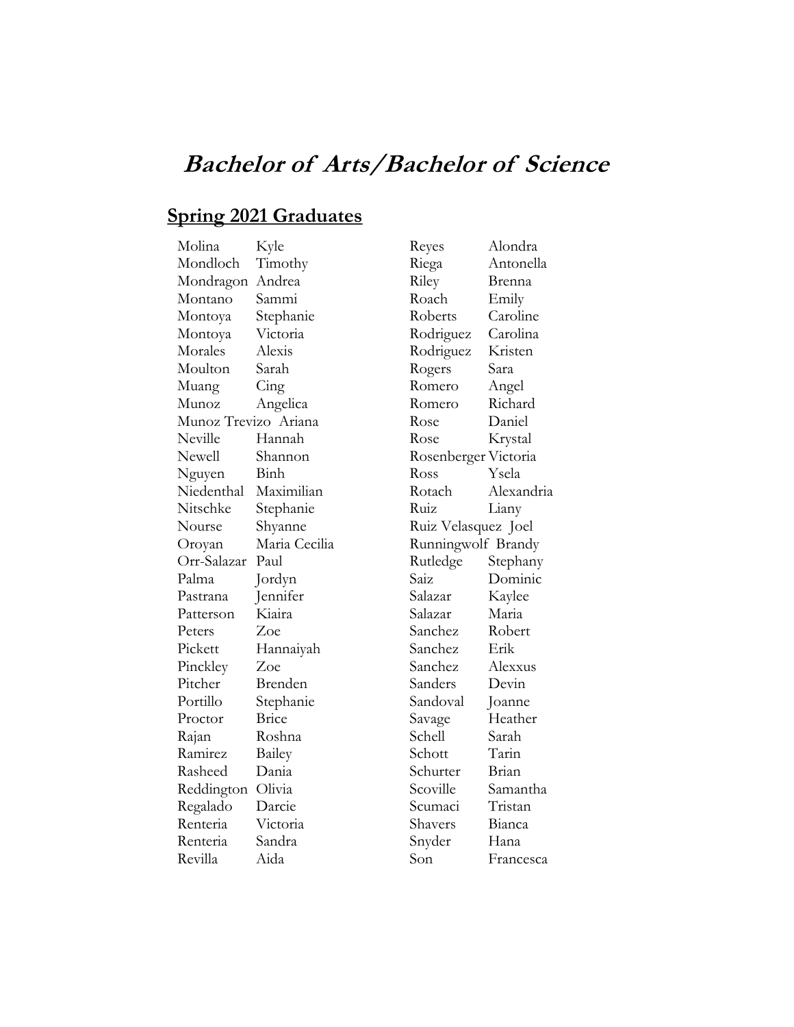# *Bachelor of Arts/Bachelor of Science*

## Spring 2021 Graduates

| | |
|---|---|
| Molina | Kyle |
| Mondloch | Timothy |
| Mondragon | Andrea |
| Montano | Sammi |
| Montoya | Stephanie |
| Montoya | Victoria |
| Morales | Alexis |
| Moulton | Sarah |
| Muang | Cing |
| Munoz | Angelica |
| Munoz Trevizo | Ariana |
| Neville | Hannah |
| Newell | Shannon |
| Nguyen | Binh |
| Niedenthal | Maximilian |
| Nitschke | Stephanie |
| Nourse | Shyanne |
| Oroyan | Maria Cecilia |
| Orr-Salazar | Paul |
| Palma | Jordyn |
| Pastrana | Jennifer |
| Patterson | Kiaira |
| Peters | Zoe |
| Pickett | Hannaiyah |
| Pinckley | Zoe |
| Pitcher | Brenden |
| Portillo | Stephanie |
| Proctor | Brice |
| Rajan | Roshna |
| Ramirez | Bailey |
| Rasheed | Dania |
| Reddington | Olivia |
| Regalado | Darcie |
| Renteria | Victoria |
| Renteria | Sandra |
| Revilla | Aida |
| Reyes | Alondra |
| Riega | Antonella |
| Riley | Brenna |
| Roach | Emily |
| Roberts | Caroline |
| Rodriguez | Carolina |
| Rodriguez | Kristen |
| Rogers | Sara |
| Romero | Angel |
| Romero | Richard |
| Rose | Daniel |
| Rose | Krystal |
| Rosenberger | Victoria |
| Ross | Ysela |
| Rotach | Alexandria |
| Ruiz | Liany |
| Ruiz Velasquez | Joel |
| Runningwolf | Brandy |
| Rutledge | Stephany |
| Saiz | Dominic |
| Salazar | Kaylee |
| Salazar | Maria |
| Sanchez | Robert |
| Sanchez | Erik |
| Sanchez | Alexxus |
| Sanders | Devin |
| Sandoval | Joanne |
| Savage | Heather |
| Schell | Sarah |
| Schott | Tarin |
| Schurter | Brian |
| Scoville | Samantha |
| Scumaci | Tristan |
| Shavers | Bianca |
| Snyder | Hana |
| Son | Francesca |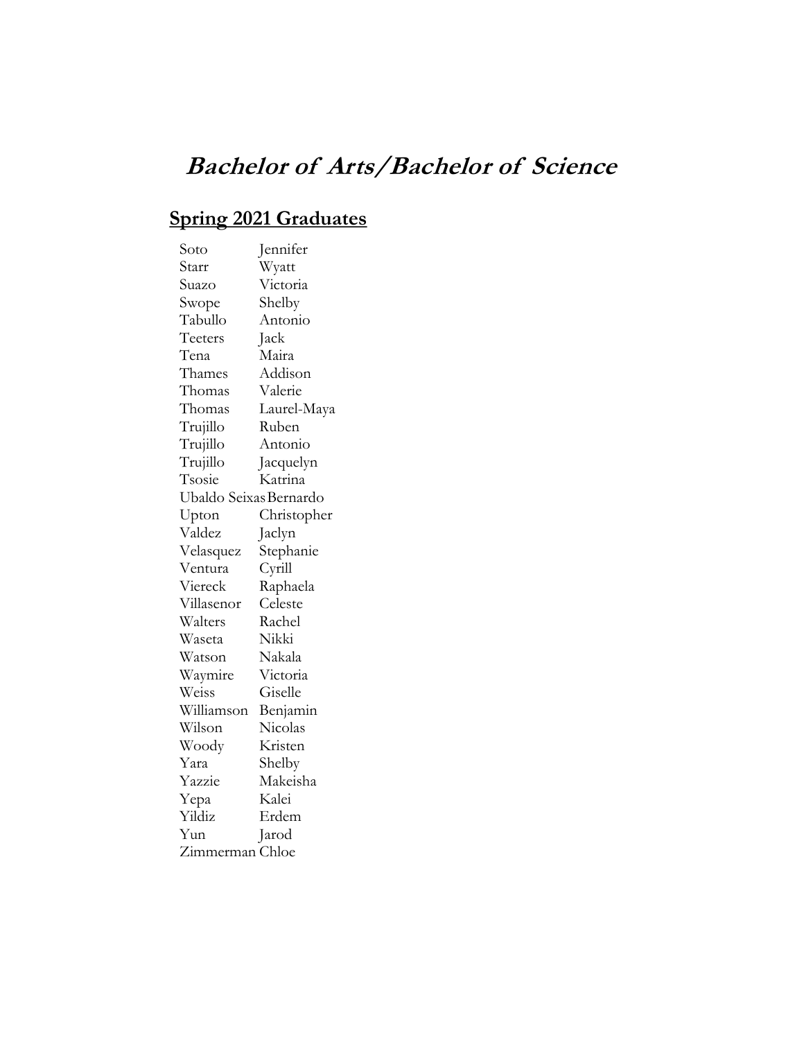# *Bachelor of Arts/Bachelor of Science*

## Spring 2021 Graduates

| | |
|---|---|
| Soto | Jennifer |
| Starr | Wyatt |
| Suazo | Victoria |
| Swope | Shelby |
| Tabullo | Antonio |
| Teeters | Jack |
| Tena | Maira |
| Thames | Addison |
| Thomas | Valerie |
| Thomas | Laurel-Maya |
| Trujillo | Ruben |
| Trujillo | Antonio |
| Trujillo | Jacquelyn |
| Tsosie | Katrina |
| Ubaldo Seixas | Bernardo |
| Upton | Christopher |
| Valdez | Jaclyn |
| Velasquez | Stephanie |
| Ventura | Cyrill |
| Viereck | Raphaela |
| Villasenor | Celeste |
| Walters | Rachel |
| Waseta | Nikki |
| Watson | Nakala |
| Waymire | Victoria |
| Weiss | Giselle |
| Williamson | Benjamin |
| Wilson | Nicolas |
| Woody | Kristen |
| Yara | Shelby |
| Yazzie | Makeisha |
| Yepa | Kalei |
| Yildiz | Erdem |
| Yun | Jarod |
| Zimmerman | Chloe |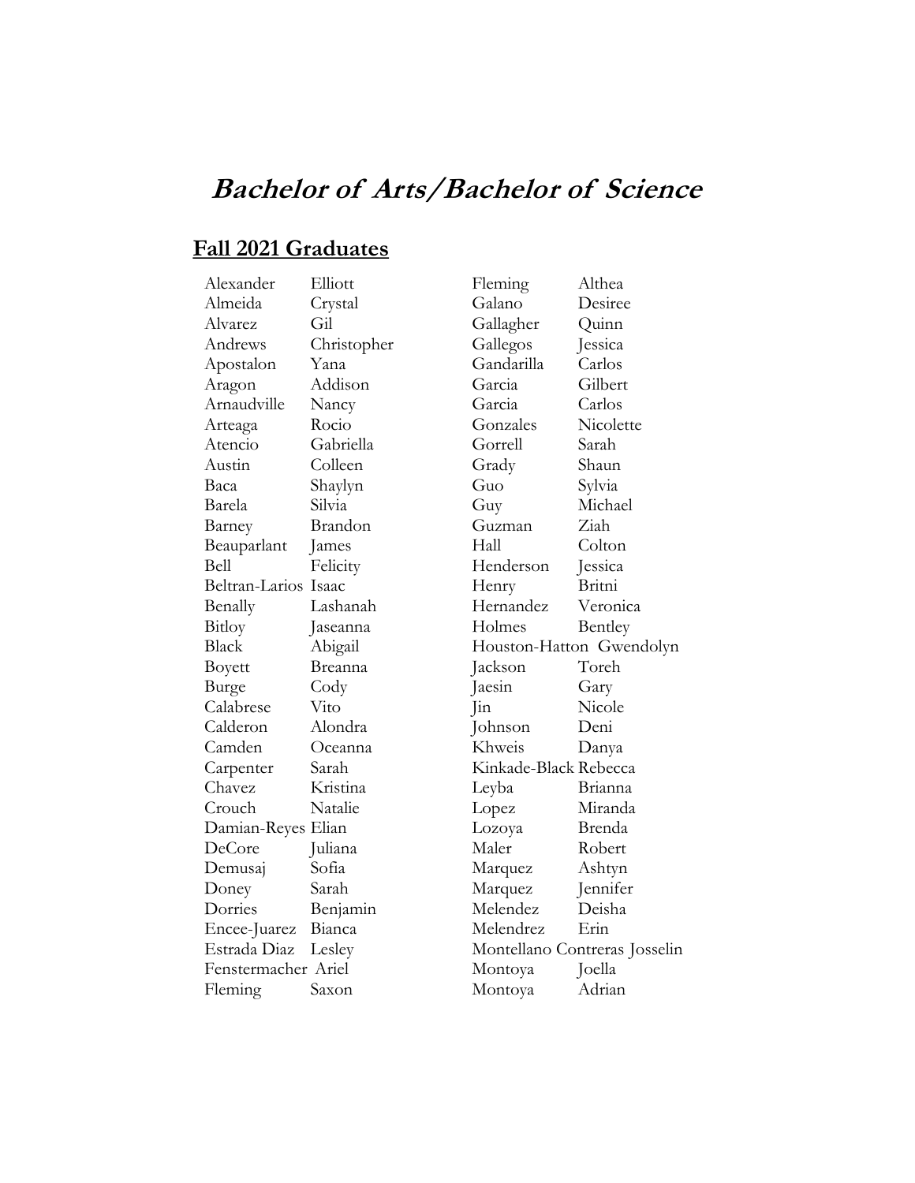# *Bachelor of Arts/Bachelor of Science*

## Fall 2021 Graduates

| Last Name | First Name |
|---|---|
| Alexander | Elliott |
| Almeida | Crystal |
| Alvarez | Gil |
| Andrews | Christopher |
| Apostalon | Yana |
| Aragon | Addison |
| Arnaudville | Nancy |
| Arteaga | Rocio |
| Atencio | Gabriella |
| Austin | Colleen |
| Baca | Shaylyn |
| Barela | Silvia |
| Barney | Brandon |
| Beauparlant | James |
| Bell | Felicity |
| Beltran-Larios | Isaac |
| Benally | Lashanah |
| Bitloy | Jaseanna |
| Black | Abigail |
| Boyett | Breanna |
| Burge | Cody |
| Calabrese | Vito |
| Calderon | Alondra |
| Camden | Oceanna |
| Carpenter | Sarah |
| Chavez | Kristina |
| Crouch | Natalie |
| Damian-Reyes | Elian |
| DeCore | Juliana |
| Demusaj | Sofia |
| Doney | Sarah |
| Dorries | Benjamin |
| Encee-Juarez | Bianca |
| Estrada Diaz | Lesley |
| Fenstermacher | Ariel |
| Fleming | Saxon |
| Fleming | Althea |
| Galano | Desiree |
| Gallagher | Quinn |
| Gallegos | Jessica |
| Gandarilla | Carlos |
| Garcia | Gilbert |
| Garcia | Carlos |
| Gonzales | Nicolette |
| Gorrell | Sarah |
| Grady | Shaun |
| Guo | Sylvia |
| Guy | Michael |
| Guzman | Ziah |
| Hall | Colton |
| Henderson | Jessica |
| Henry | Britni |
| Hernandez | Veronica |
| Holmes | Bentley |
| Houston-Hatton | Gwendolyn |
| Jackson | Toreh |
| Jaesin | Gary |
| Jin | Nicole |
| Johnson | Deni |
| Khweis | Danya |
| Kinkade-Black | Rebecca |
| Leyba | Brianna |
| Lopez | Miranda |
| Lozoya | Brenda |
| Maler | Robert |
| Marquez | Ashtyn |
| Marquez | Jennifer |
| Melendez | Deisha |
| Melendrez | Erin |
| Montellano Contreras | Josselin |
| Montoya | Joella |
| Montoya | Adrian |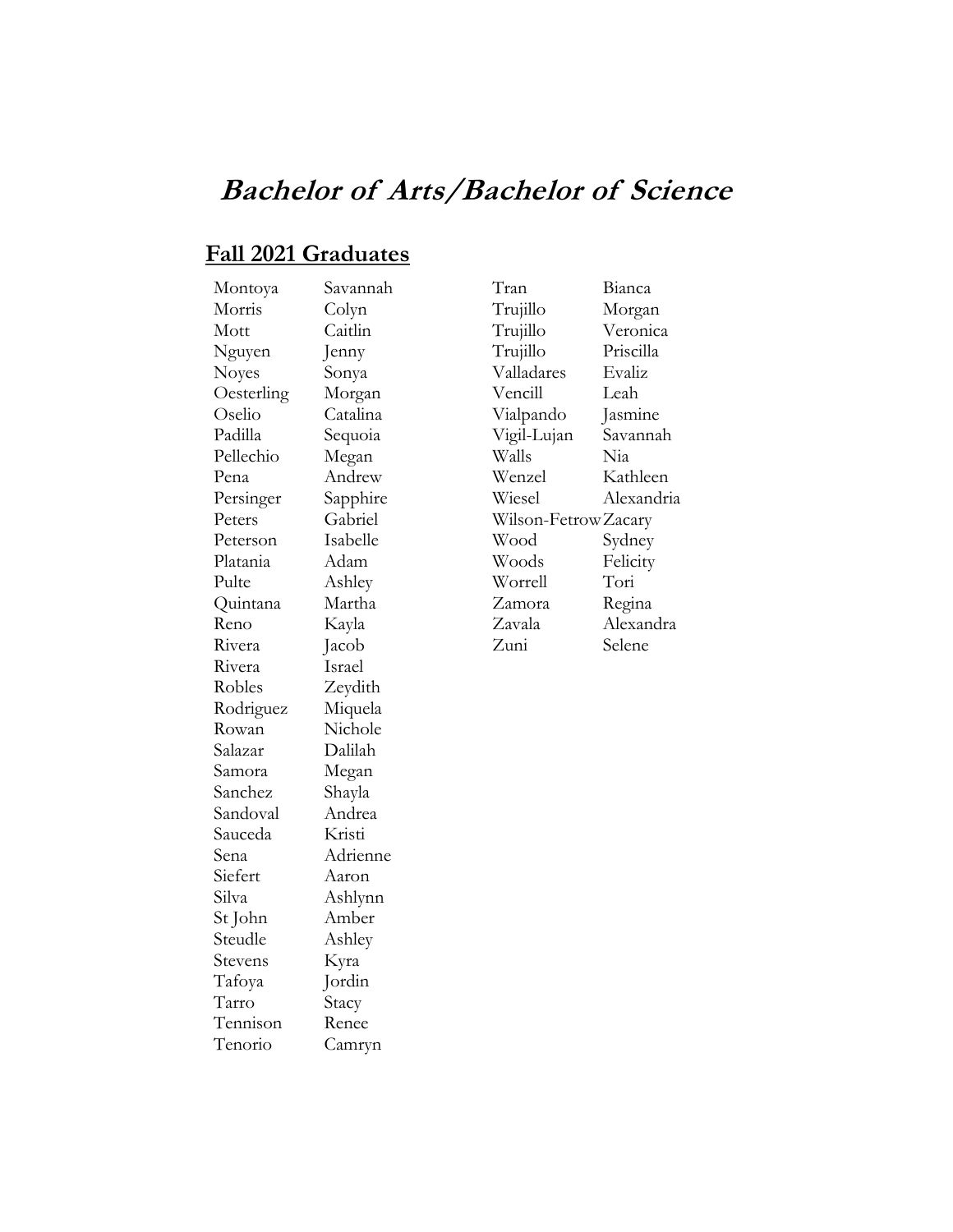# *Bachelor of Arts/Bachelor of Science*

## Fall 2021 Graduates

| Last Name | First Name |
|---|---|
| Montoya | Savannah |
| Morris | Colyn |
| Mott | Caitlin |
| Nguyen | Jenny |
| Noyes | Sonya |
| Oesterling | Morgan |
| Oselio | Catalina |
| Padilla | Sequoia |
| Pellechio | Megan |
| Pena | Andrew |
| Persinger | Sapphire |
| Peters | Gabriel |
| Peterson | Isabelle |
| Platania | Adam |
| Pulte | Ashley |
| Quintana | Martha |
| Reno | Kayla |
| Rivera | Jacob |
| Rivera | Israel |
| Robles | Zeydith |
| Rodriguez | Miquela |
| Rowan | Nichole |
| Salazar | Dalilah |
| Samora | Megan |
| Sanchez | Shayla |
| Sandoval | Andrea |
| Sauceda | Kristi |
| Sena | Adrienne |
| Siefert | Aaron |
| Silva | Ashlynn |
| St John | Amber |
| Steudle | Ashley |
| Stevens | Kyra |
| Tafoya | Jordin |
| Tarro | Stacy |
| Tennison | Renee |
| Tenorio | Camryn |
| Tran | Bianca |
| Trujillo | Morgan |
| Trujillo | Veronica |
| Trujillo | Priscilla |
| Valladares | Evaliz |
| Vencill | Leah |
| Vialpando | Jasmine |
| Vigil-Lujan | Savannah |
| Walls | Nia |
| Wenzel | Kathleen |
| Wiesel | Alexandria |
| Wilson-Fetrow | Zacary |
| Wood | Sydney |
| Woods | Felicity |
| Worrell | Tori |
| Zamora | Regina |
| Zavala | Alexandra |
| Zuni | Selene |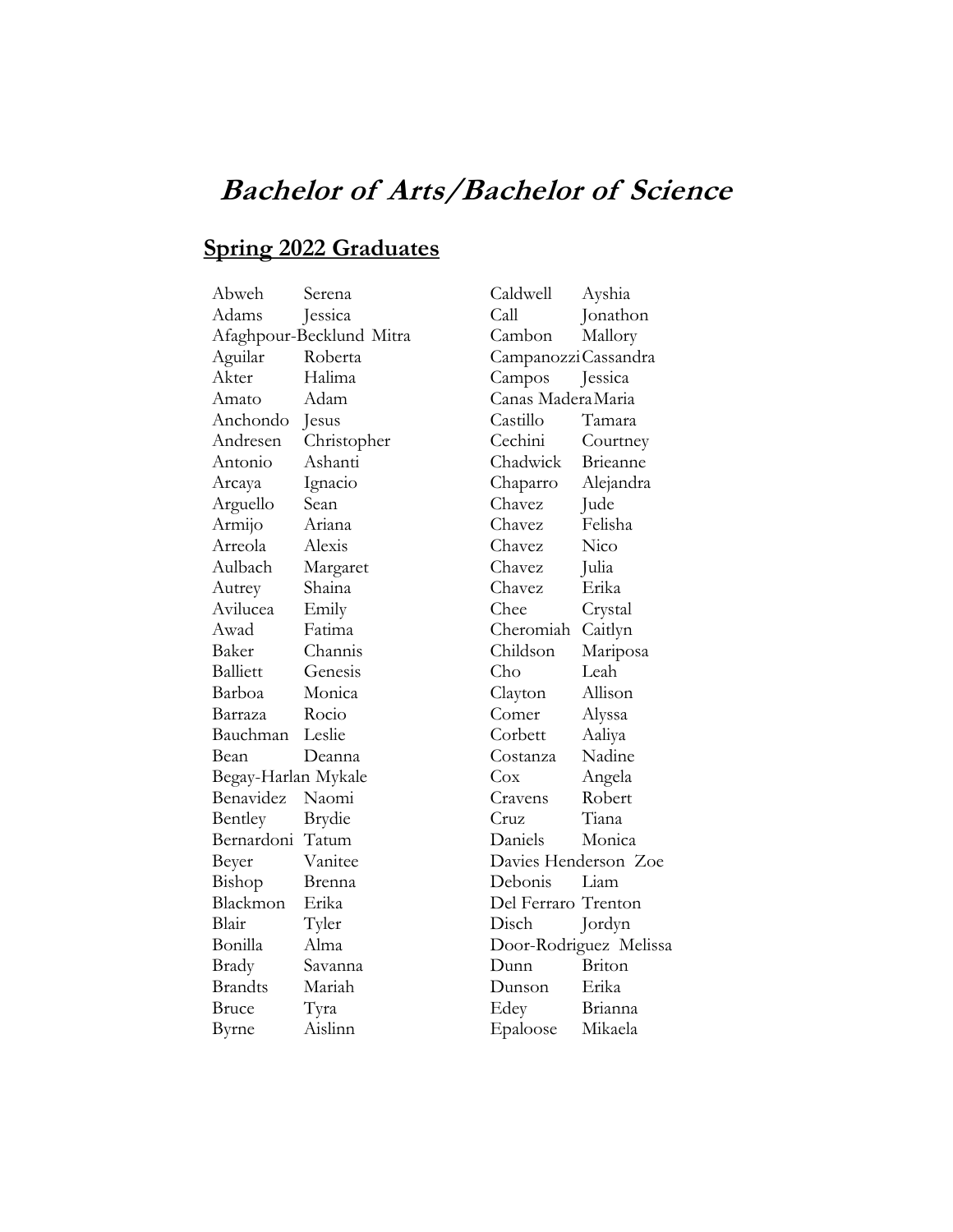# *Bachelor of Arts/Bachelor of Science*

## Spring 2022 Graduates

| Last Name | First Name |
|---|---|
| Abweh | Serena |
| Adams | Jessica |
| Afaghpour-Becklund | Mitra |
| Aguilar | Roberta |
| Akter | Halima |
| Amato | Adam |
| Anchondo | Jesus |
| Andresen | Christopher |
| Antonio | Ashanti |
| Arcaya | Ignacio |
| Arguello | Sean |
| Armijo | Ariana |
| Arreola | Alexis |
| Aulbach | Margaret |
| Autrey | Shaina |
| Avilucea | Emily |
| Awad | Fatima |
| Baker | Channis |
| Balliett | Genesis |
| Barboa | Monica |
| Barraza | Rocio |
| Bauchman | Leslie |
| Bean | Deanna |
| Begay-Harlan | Mykale |
| Benavidez | Naomi |
| Bentley | Brydie |
| Bernardoni | Tatum |
| Beyer | Vanitee |
| Bishop | Brenna |
| Blackmon | Erika |
| Blair | Tyler |
| Bonilla | Alma |
| Brady | Savanna |
| Brandts | Mariah |
| Bruce | Tyra |
| Byrne | Aislinn |
| Caldwell | Ayshia |
| Call | Jonathon |
| Cambon | Mallory |
| Campanozzi | Cassandra |
| Campos | Jessica |
| Canas Madera | Maria |
| Castillo | Tamara |
| Cechini | Courtney |
| Chadwick | Brieanne |
| Chaparro | Alejandra |
| Chavez | Jude |
| Chavez | Felisha |
| Chavez | Nico |
| Chavez | Julia |
| Chavez | Erika |
| Chee | Crystal |
| Cheromiah | Caitlyn |
| Childson | Mariposa |
| Cho | Leah |
| Clayton | Allison |
| Comer | Alyssa |
| Corbett | Aaliya |
| Costanza | Nadine |
| Cox | Angela |
| Cravens | Robert |
| Cruz | Tiana |
| Daniels | Monica |
| Davies Henderson | Zoe |
| Debonis | Liam |
| Del Ferraro | Trenton |
| Disch | Jordyn |
| Door-Rodriguez | Melissa |
| Dunn | Briton |
| Dunson | Erika |
| Edey | Brianna |
| Epaloose | Mikaela |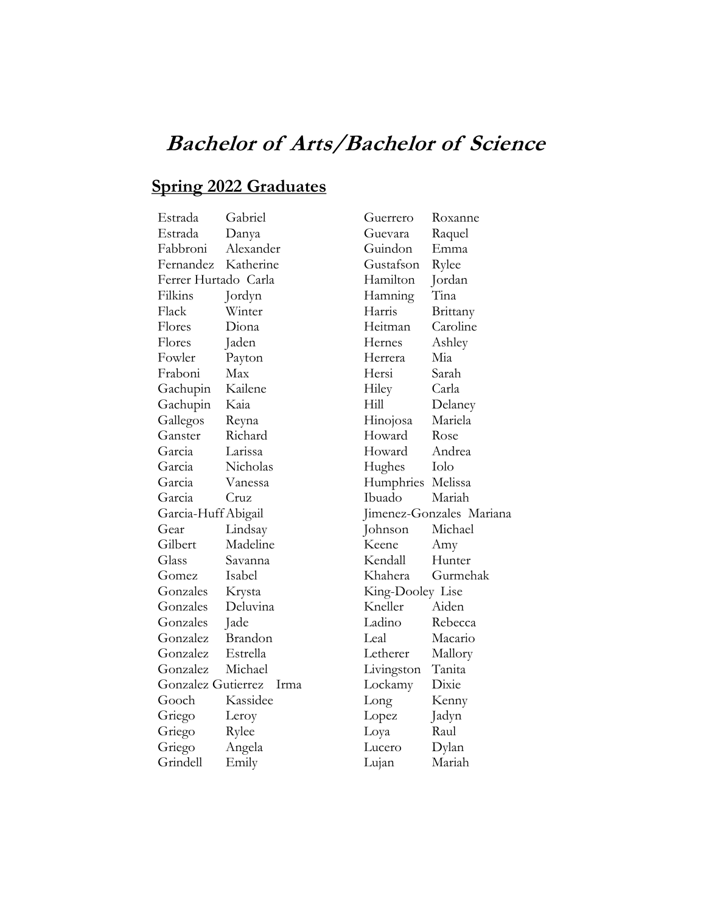# *Bachelor of Arts/Bachelor of Science*

## Spring 2022 Graduates

| Last Name | First Name |
|---|---|
| Estrada | Gabriel |
| Estrada | Danya |
| Fabbroni | Alexander |
| Fernandez | Katherine |
| Ferrer Hurtado | Carla |
| Filkins | Jordyn |
| Flack | Winter |
| Flores | Diona |
| Flores | Jaden |
| Fowler | Payton |
| Fraboni | Max |
| Gachupin | Kailene |
| Gachupin | Kaia |
| Gallegos | Reyna |
| Ganster | Richard |
| Garcia | Larissa |
| Garcia | Nicholas |
| Garcia | Vanessa |
| Garcia | Cruz |
| Garcia-Huff | Abigail |
| Gear | Lindsay |
| Gilbert | Madeline |
| Glass | Savanna |
| Gomez | Isabel |
| Gonzales | Krysta |
| Gonzales | Deluvina |
| Gonzales | Jade |
| Gonzalez | Brandon |
| Gonzalez | Estrella |
| Gonzalez | Michael |
| Gonzalez Gutierrez | Irma |
| Gooch | Kassidee |
| Griego | Leroy |
| Griego | Rylee |
| Griego | Angela |
| Grindell | Emily |
| Guerrero | Roxanne |
| Guevara | Raquel |
| Guindon | Emma |
| Gustafson | Rylee |
| Hamilton | Jordan |
| Hamning | Tina |
| Harris | Brittany |
| Heitman | Caroline |
| Hernes | Ashley |
| Herrera | Mia |
| Hersi | Sarah |
| Hiley | Carla |
| Hill | Delaney |
| Hinojosa | Mariela |
| Howard | Rose |
| Howard | Andrea |
| Hughes | Iolo |
| Humphries | Melissa |
| Ibuado | Mariah |
| Jimenez-Gonzales | Mariana |
| Johnson | Michael |
| Keene | Amy |
| Kendall | Hunter |
| Khahera | Gurmehak |
| King-Dooley | Lise |
| Kneller | Aiden |
| Ladino | Rebecca |
| Leal | Macario |
| Letherer | Mallory |
| Livingston | Tanita |
| Lockamy | Dixie |
| Long | Kenny |
| Lopez | Jadyn |
| Loya | Raul |
| Lucero | Dylan |
| Lujan | Mariah |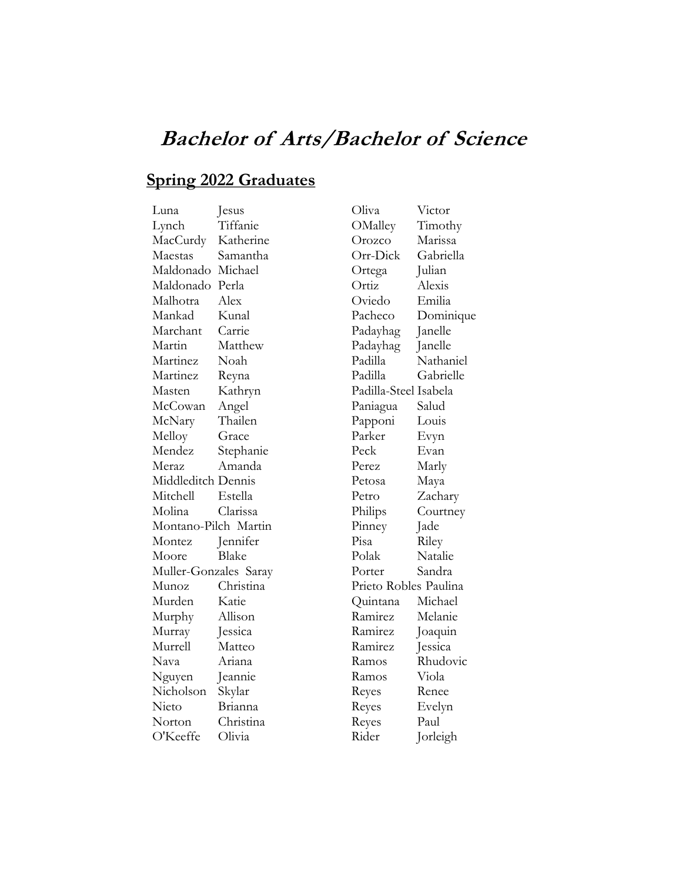# *Bachelor of Arts/Bachelor of Science*

## Spring 2022 Graduates

| Last Name | First Name |
|---|---|
| Luna | Jesus |
| Lynch | Tiffanie |
| MacCurdy | Katherine |
| Maestas | Samantha |
| Maldonado | Michael |
| Maldonado | Perla |
| Malhotra | Alex |
| Mankad | Kunal |
| Marchant | Carrie |
| Martin | Matthew |
| Martinez | Noah |
| Martinez | Reyna |
| Masten | Kathryn |
| McCowan | Angel |
| McNary | Thailen |
| Melloy | Grace |
| Mendez | Stephanie |
| Meraz | Amanda |
| Middleditch | Dennis |
| Mitchell | Estella |
| Molina | Clarissa |
| Montano-Pilch | Martin |
| Montez | Jennifer |
| Moore | Blake |
| Muller-Gonzales | Saray |
| Munoz | Christina |
| Murden | Katie |
| Murphy | Allison |
| Murray | Jessica |
| Murrell | Matteo |
| Nava | Ariana |
| Nguyen | Jeannie |
| Nicholson | Skylar |
| Nieto | Brianna |
| Norton | Christina |
| O'Keeffe | Olivia |
| Oliva | Victor |
| OMalley | Timothy |
| Orozco | Marissa |
| Orr-Dick | Gabriella |
| Ortega | Julian |
| Ortiz | Alexis |
| Oviedo | Emilia |
| Pacheco | Dominique |
| Padayhag | Janelle |
| Padayhag | Janelle |
| Padilla | Nathaniel |
| Padilla | Gabrielle |
| Padilla-Steel | Isabela |
| Paniagua | Salud |
| Papponi | Louis |
| Parker | Evyn |
| Peck | Evan |
| Perez | Marly |
| Petosa | Maya |
| Petro | Zachary |
| Philips | Courtney |
| Pinney | Jade |
| Pisa | Riley |
| Polak | Natalie |
| Porter | Sandra |
| Prieto Robles | Paulina |
| Quintana | Michael |
| Ramirez | Melanie |
| Ramirez | Joaquin |
| Ramirez | Jessica |
| Ramos | Rhudovic |
| Ramos | Viola |
| Reyes | Renee |
| Reyes | Evelyn |
| Reyes | Paul |
| Rider | Jorleigh |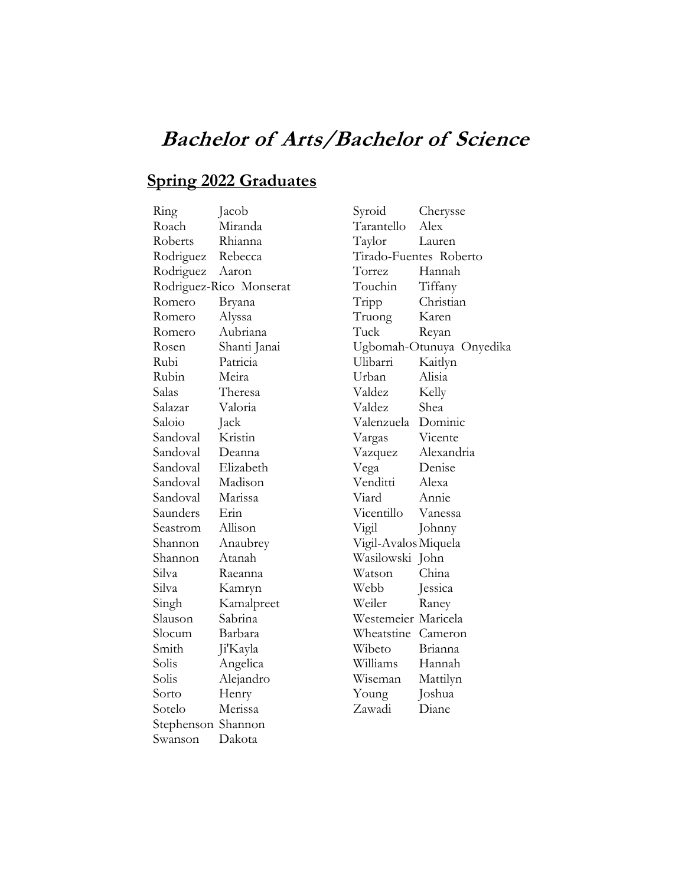# *Bachelor of Arts/Bachelor of Science*

## Spring 2022 Graduates

| Last Name | First Name |
|---|---|
| Ring | Jacob |
| Roach | Miranda |
| Roberts | Rhianna |
| Rodriguez | Rebecca |
| Rodriguez | Aaron |
| Rodriguez-Rico | Monserat |
| Romero | Bryana |
| Romero | Alyssa |
| Romero | Aubriana |
| Rosen | Shanti Janai |
| Rubi | Patricia |
| Rubin | Meira |
| Salas | Theresa |
| Salazar | Valoria |
| Saloio | Jack |
| Sandoval | Kristin |
| Sandoval | Deanna |
| Sandoval | Elizabeth |
| Sandoval | Madison |
| Sandoval | Marissa |
| Saunders | Erin |
| Seastrom | Allison |
| Shannon | Anaubrey |
| Shannon | Atanah |
| Silva | Raeanna |
| Silva | Kamryn |
| Singh | Kamalpreet |
| Slauson | Sabrina |
| Slocum | Barbara |
| Smith | Ji'Kayla |
| Solis | Angelica |
| Solis | Alejandro |
| Sorto | Henry |
| Sotelo | Merissa |
| Stephenson | Shannon |
| Swanson | Dakota |
| Syroid | Cherysse |
| Tarantello | Alex |
| Taylor | Lauren |
| Tirado-Fuentes | Roberto |
| Torrez | Hannah |
| Touchin | Tiffany |
| Tripp | Christian |
| Truong | Karen |
| Tuck | Reyan |
| Ugbomah-Otunuya | Onyedika |
| Ulibarri | Kaitlyn |
| Urban | Alisia |
| Valdez | Kelly |
| Valdez | Shea |
| Valenzuela | Dominic |
| Vargas | Vicente |
| Vazquez | Alexandria |
| Vega | Denise |
| Venditti | Alexa |
| Viard | Annie |
| Vicentillo | Vanessa |
| Vigil | Johnny |
| Vigil-Avalos | Miquela |
| Wasilowski | John |
| Watson | China |
| Webb | Jessica |
| Weiler | Raney |
| Westemeier | Maricela |
| Wheatstine | Cameron |
| Wibeto | Brianna |
| Williams | Hannah |
| Wiseman | Mattilyn |
| Young | Joshua |
| Zawadi | Diane |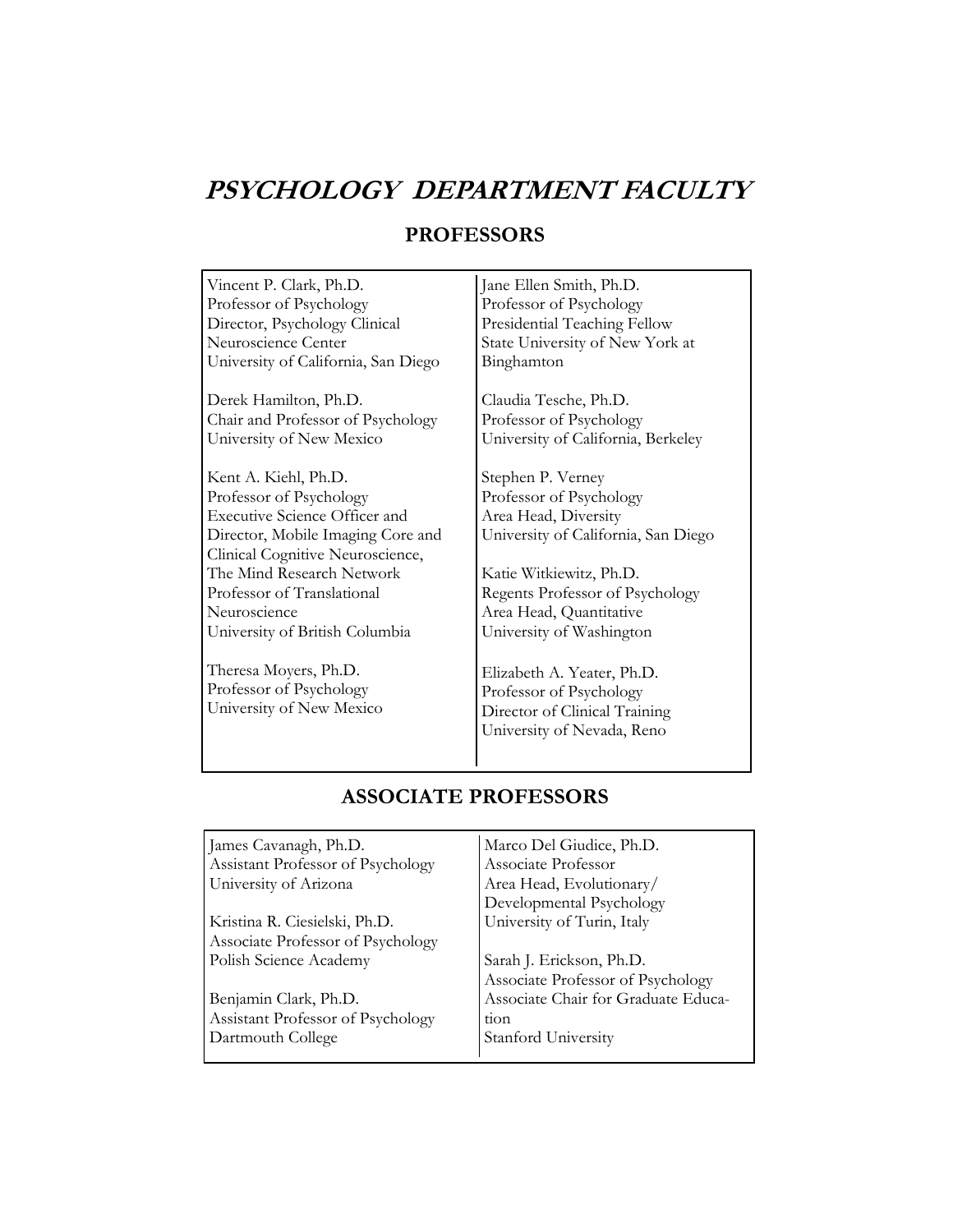# *PSYCHOLOGY DEPARTMENT FACULTY*

## PROFESSORS

Vincent P. Clark, Ph.D.
Professor of Psychology
Director, Psychology Clinical Neuroscience Center
University of California, San Diego

Derek Hamilton, Ph.D.
Chair and Professor of Psychology
University of New Mexico

Kent A. Kiehl, Ph.D.
Professor of Psychology
Executive Science Officer and Director, Mobile Imaging Core and Clinical Cognitive Neuroscience, The Mind Research Network
Professor of Translational Neuroscience
University of British Columbia

Theresa Moyers, Ph.D.
Professor of Psychology
University of New Mexico

Jane Ellen Smith, Ph.D.
Professor of Psychology
Presidential Teaching Fellow
State University of New York at Binghamton

Claudia Tesche, Ph.D.
Professor of Psychology
University of California, Berkeley

Stephen P. Verney
Professor of Psychology
Area Head, Diversity
University of California, San Diego

Katie Witkiewitz, Ph.D.
Regents Professor of Psychology
Area Head, Quantitative
University of Washington

Elizabeth A. Yeater, Ph.D.
Professor of Psychology
Director of Clinical Training
University of Nevada, Reno

## ASSOCIATE PROFESSORS

James Cavanagh, Ph.D.
Assistant Professor of Psychology
University of Arizona

Kristina R. Ciesielski, Ph.D.
Associate Professor of Psychology
Polish Science Academy

Benjamin Clark, Ph.D.
Assistant Professor of Psychology
Dartmouth College

Marco Del Giudice, Ph.D.
Associate Professor
Area Head, Evolutionary/Developmental Psychology
University of Turin, Italy

Sarah J. Erickson, Ph.D.
Associate Professor of Psychology
Associate Chair for Graduate Education
Stanford University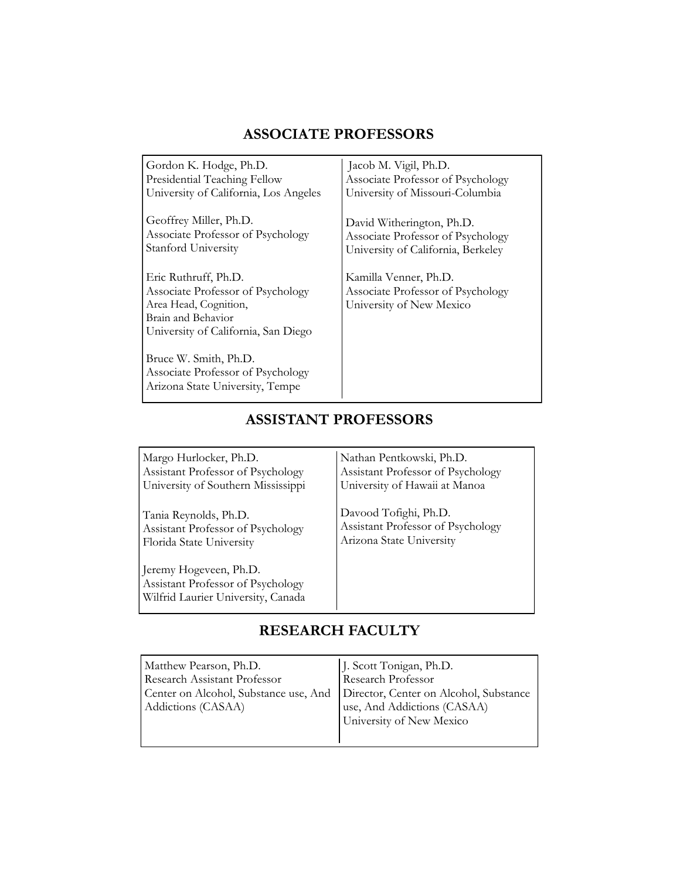## ASSOCIATE PROFESSORS

Gordon K. Hodge, Ph.D.
Presidential Teaching Fellow
University of California, Los Angeles

Geoffrey Miller, Ph.D.
Associate Professor of Psychology
Stanford University

Eric Ruthruff, Ph.D.
Associate Professor of Psychology
Area Head, Cognition,
Brain and Behavior
University of California, San Diego

Bruce W. Smith, Ph.D.
Associate Professor of Psychology
Arizona State University, Tempe

Jacob M. Vigil, Ph.D.
Associate Professor of Psychology
University of Missouri-Columbia

David Witherington, Ph.D.
Associate Professor of Psychology
University of California, Berkeley

Kamilla Venner, Ph.D.
Associate Professor of Psychology
University of New Mexico

## ASSISTANT PROFESSORS

Margo Hurlocker, Ph.D.
Assistant Professor of Psychology
University of Southern Mississippi

Tania Reynolds, Ph.D.
Assistant Professor of Psychology
Florida State University

Jeremy Hogeveen, Ph.D.
Assistant Professor of Psychology
Wilfrid Laurier University, Canada

Nathan Pentkowski, Ph.D.
Assistant Professor of Psychology
University of Hawaii at Manoa

Davood Tofighi, Ph.D.
Assistant Professor of Psychology
Arizona State University

## RESEARCH FACULTY

Matthew Pearson, Ph.D.
Research Assistant Professor
Center on Alcohol, Substance use, And Addictions (CASAA)

J. Scott Tonigan, Ph.D.
Research Professor
Director, Center on Alcohol, Substance use, And Addictions (CASAA)
University of New Mexico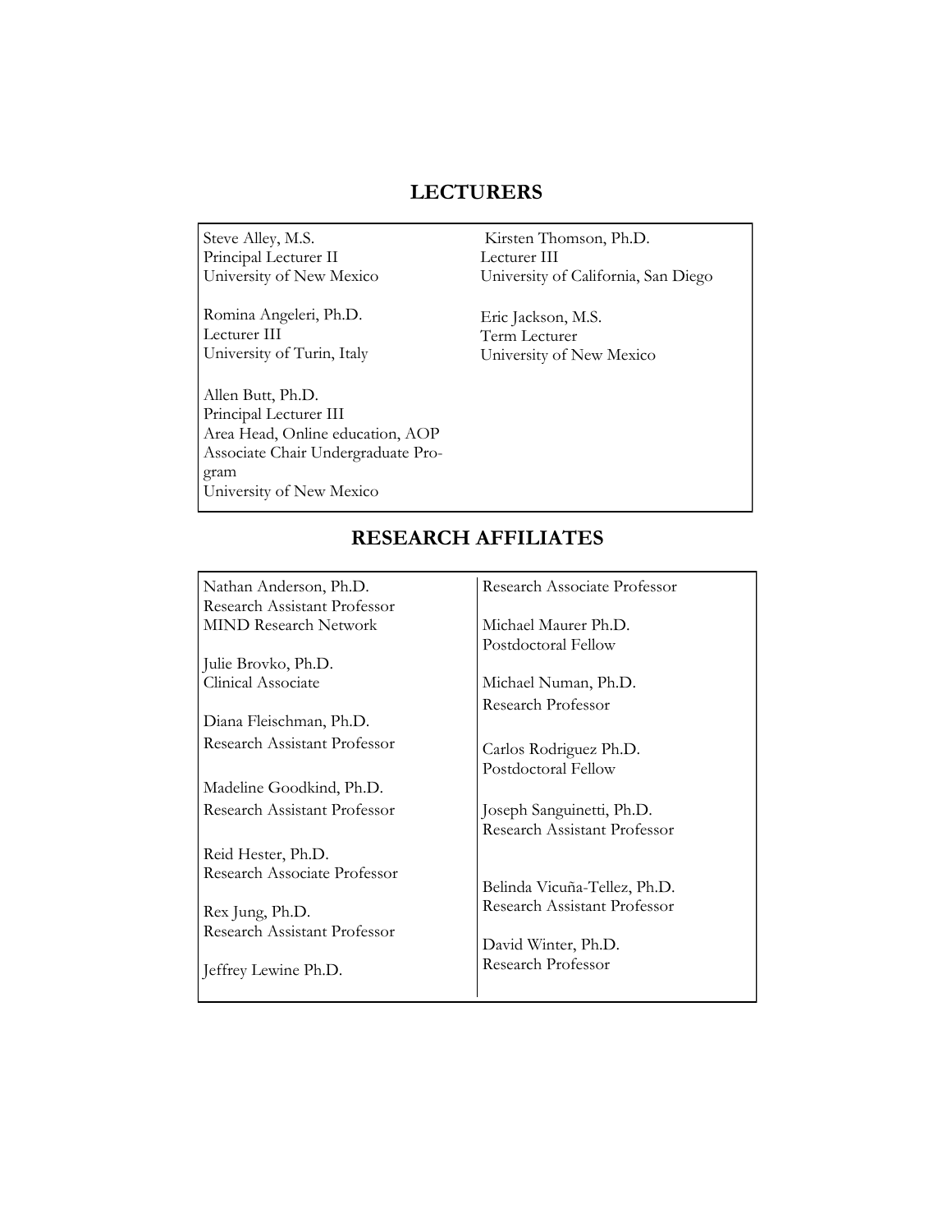## LECTURERS

Steve Alley, M.S.
Principal Lecturer II
University of New Mexico

Romina Angeleri, Ph.D.
Lecturer III
University of Turin, Italy

Allen Butt, Ph.D.
Principal Lecturer III
Area Head, Online education, AOP
Associate Chair Undergraduate Program
University of New Mexico

Kirsten Thomson, Ph.D.
Lecturer III
University of California, San Diego

Eric Jackson, M.S.
Term Lecturer
University of New Mexico

## RESEARCH AFFILIATES

Nathan Anderson, Ph.D.
Research Assistant Professor
MIND Research Network

Julie Brovko, Ph.D.
Clinical Associate

Diana Fleischman, Ph.D.
Research Assistant Professor

Madeline Goodkind, Ph.D.
Research Assistant Professor

Reid Hester, Ph.D.
Research Associate Professor

Rex Jung, Ph.D.
Research Assistant Professor

Jeffrey Lewine Ph.D.
Research Associate Professor

Michael Maurer Ph.D.
Postdoctoral Fellow

Michael Numan, Ph.D.
Research Professor

Carlos Rodriguez Ph.D.
Postdoctoral Fellow

Joseph Sanguinetti, Ph.D.
Research Assistant Professor

Belinda Vicuña-Tellez, Ph.D.
Research Assistant Professor

David Winter, Ph.D.
Research Professor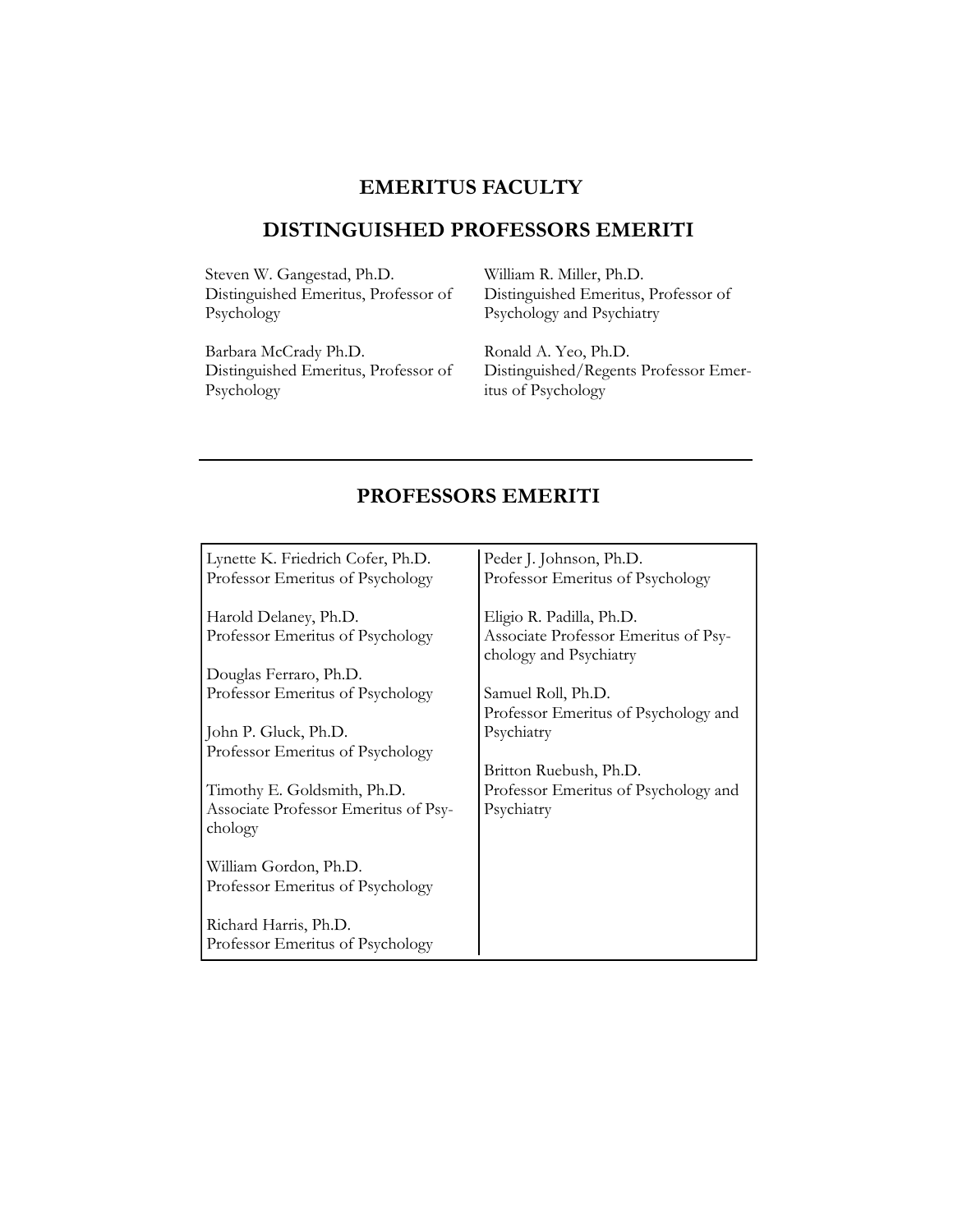# EMERITUS FACULTY

## DISTINGUISHED PROFESSORS EMERITI

Steven W. Gangestad, Ph.D.
Distinguished Emeritus, Professor of Psychology

Barbara McCrady Ph.D.
Distinguished Emeritus, Professor of Psychology

William R. Miller, Ph.D.
Distinguished Emeritus, Professor of Psychology and Psychiatry

Ronald A. Yeo, Ph.D.
Distinguished/Regents Professor Emeritus of Psychology

---

## PROFESSORS EMERITI

Lynette K. Friedrich Cofer, Ph.D.
Professor Emeritus of Psychology

Harold Delaney, Ph.D.
Professor Emeritus of Psychology

Douglas Ferraro, Ph.D.
Professor Emeritus of Psychology

John P. Gluck, Ph.D.
Professor Emeritus of Psychology

Timothy E. Goldsmith, Ph.D.
Associate Professor Emeritus of Psychology

William Gordon, Ph.D.
Professor Emeritus of Psychology

Richard Harris, Ph.D.
Professor Emeritus of Psychology

Peder J. Johnson, Ph.D.
Professor Emeritus of Psychology

Eligio R. Padilla, Ph.D.
Associate Professor Emeritus of Psychology and Psychiatry

Samuel Roll, Ph.D.
Professor Emeritus of Psychology and Psychiatry

Britton Ruebush, Ph.D.
Professor Emeritus of Psychology and Psychiatry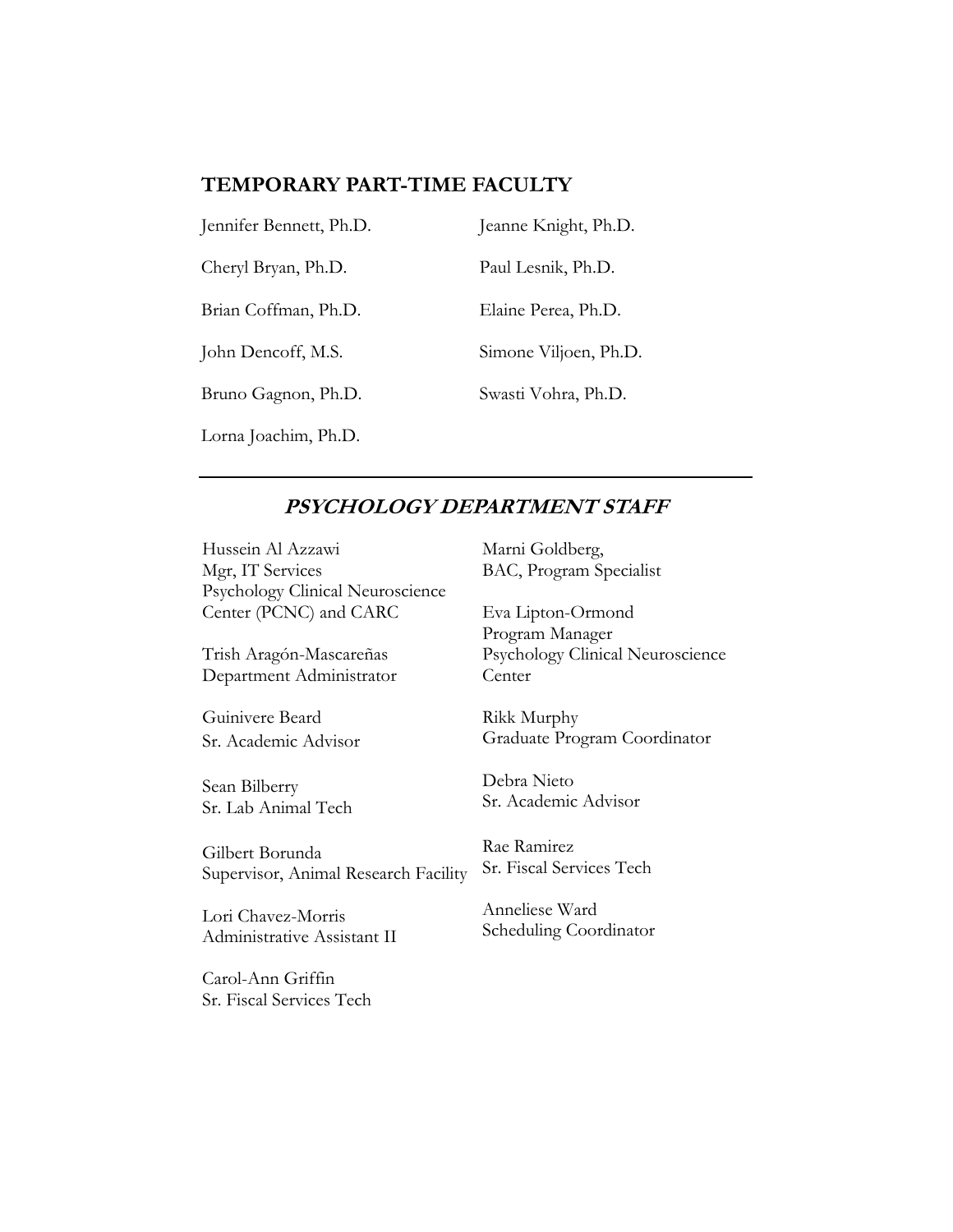## TEMPORARY PART-TIME FACULTY

Jennifer Bennett, Ph.D.

Cheryl Bryan, Ph.D.

Brian Coffman, Ph.D.

John Dencoff, M.S.

Bruno Gagnon, Ph.D.

Lorna Joachim, Ph.D.

Jeanne Knight, Ph.D.

Paul Lesnik, Ph.D.

Elaine Perea, Ph.D.

Simone Viljoen, Ph.D.

Swasti Vohra, Ph.D.

---

## ***PSYCHOLOGY DEPARTMENT STAFF***

Hussein Al Azzawi
Mgr, IT Services
Psychology Clinical Neuroscience Center (PCNC) and CARC

Trish Aragón-Mascareñas
Department Administrator

Guinivere Beard
Sr. Academic Advisor

Sean Bilberry
Sr. Lab Animal Tech

Gilbert Borunda
Supervisor, Animal Research Facility

Lori Chavez-Morris
Administrative Assistant II

Carol-Ann Griffin
Sr. Fiscal Services Tech

Marni Goldberg,
BAC, Program Specialist

Eva Lipton-Ormond
Program Manager
Psychology Clinical Neuroscience Center

Rikk Murphy
Graduate Program Coordinator

Debra Nieto
Sr. Academic Advisor

Rae Ramirez
Sr. Fiscal Services Tech

Anneliese Ward
Scheduling Coordinator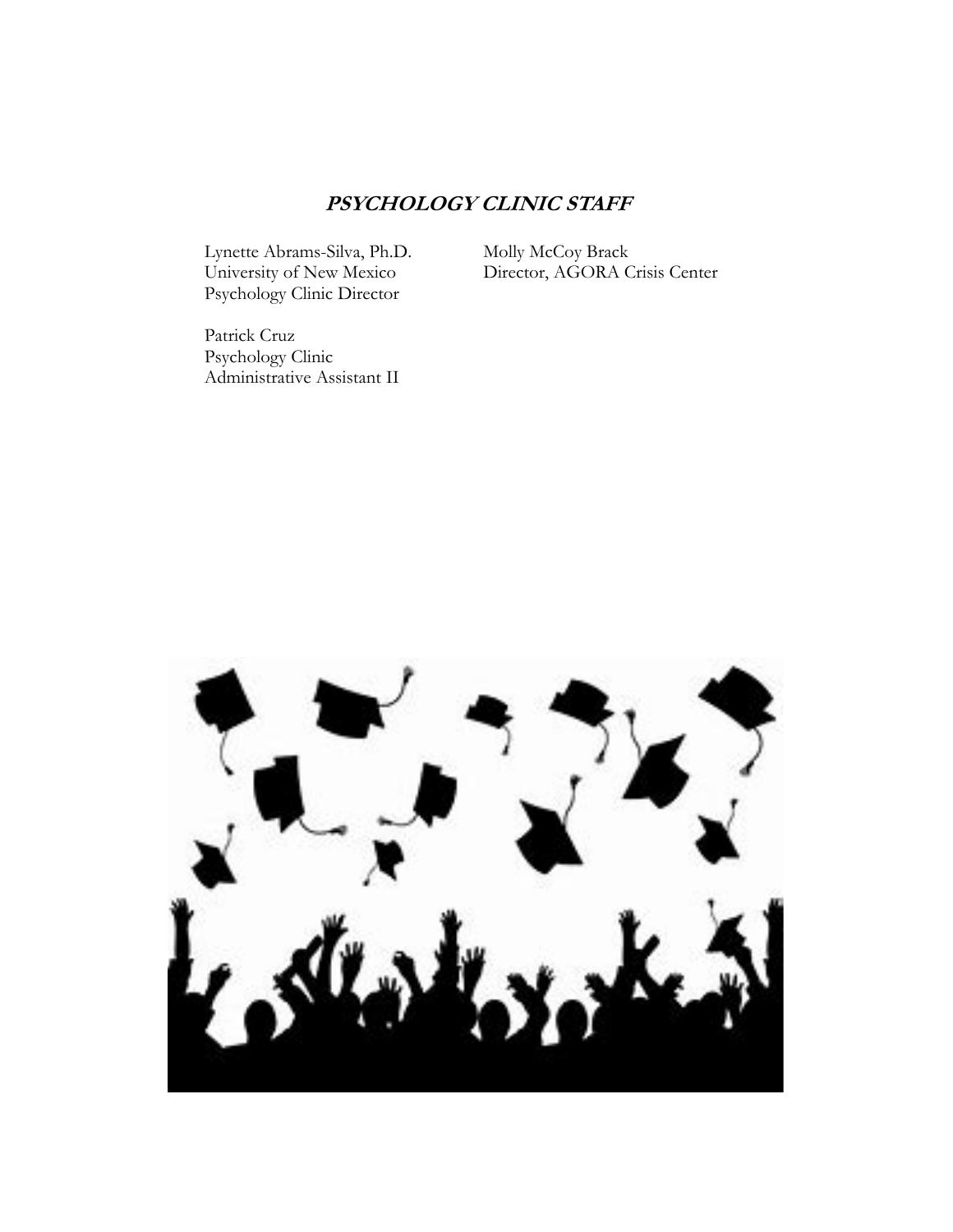## ***PSYCHOLOGY CLINIC STAFF***

Lynette Abrams-Silva, Ph.D.
University of New Mexico
Psychology Clinic Director

Patrick Cruz
Psychology Clinic
Administrative Assistant II

Molly McCoy Brack
Director, AGORA Crisis Center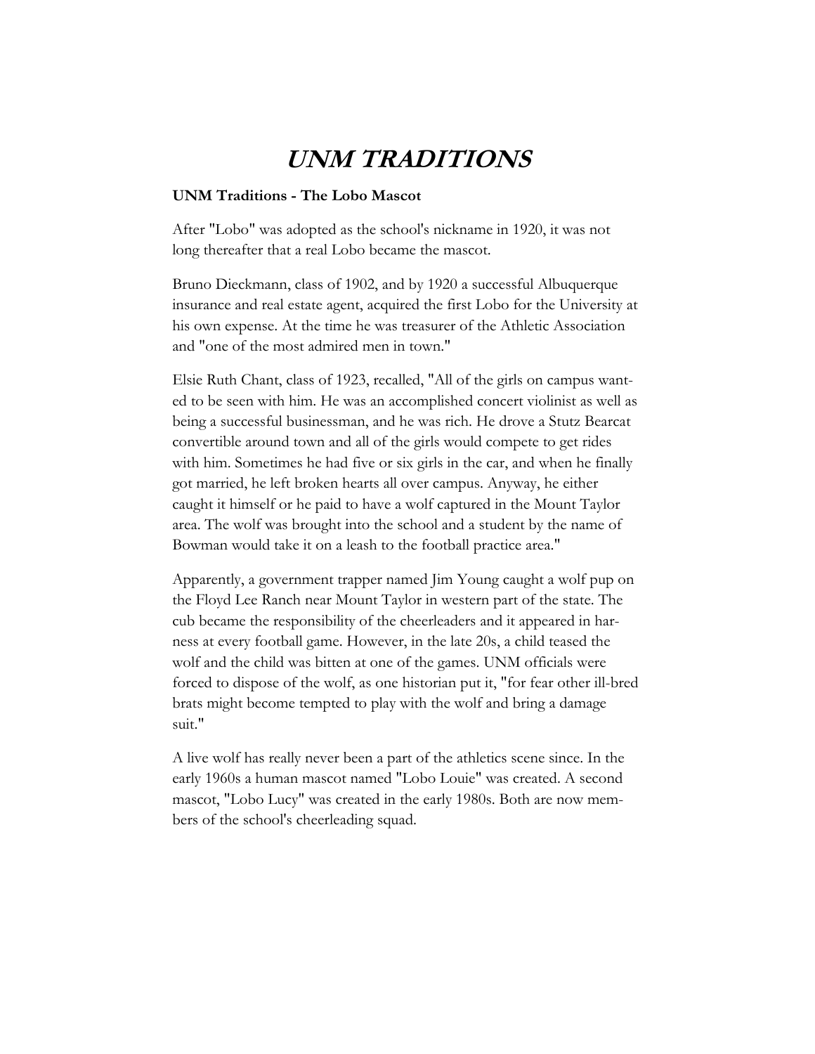# ***UNM TRADITIONS***

**UNM Traditions - The Lobo Mascot**

After "Lobo" was adopted as the school's nickname in 1920, it was not long thereafter that a real Lobo became the mascot.

Bruno Dieckmann, class of 1902, and by 1920 a successful Albuquerque insurance and real estate agent, acquired the first Lobo for the University at his own expense. At the time he was treasurer of the Athletic Association and "one of the most admired men in town."

Elsie Ruth Chant, class of 1923, recalled, "All of the girls on campus wanted to be seen with him. He was an accomplished concert violinist as well as being a successful businessman, and he was rich. He drove a Stutz Bearcat convertible around town and all of the girls would compete to get rides with him. Sometimes he had five or six girls in the car, and when he finally got married, he left broken hearts all over campus. Anyway, he either caught it himself or he paid to have a wolf captured in the Mount Taylor area. The wolf was brought into the school and a student by the name of Bowman would take it on a leash to the football practice area."

Apparently, a government trapper named Jim Young caught a wolf pup on the Floyd Lee Ranch near Mount Taylor in western part of the state. The cub became the responsibility of the cheerleaders and it appeared in harness at every football game. However, in the late 20s, a child teased the wolf and the child was bitten at one of the games. UNM officials were forced to dispose of the wolf, as one historian put it, "for fear other ill-bred brats might become tempted to play with the wolf and bring a damage suit."

A live wolf has really never been a part of the athletics scene since. In the early 1960s a human mascot named "Lobo Louie" was created. A second mascot, "Lobo Lucy" was created in the early 1980s. Both are now members of the school's cheerleading squad.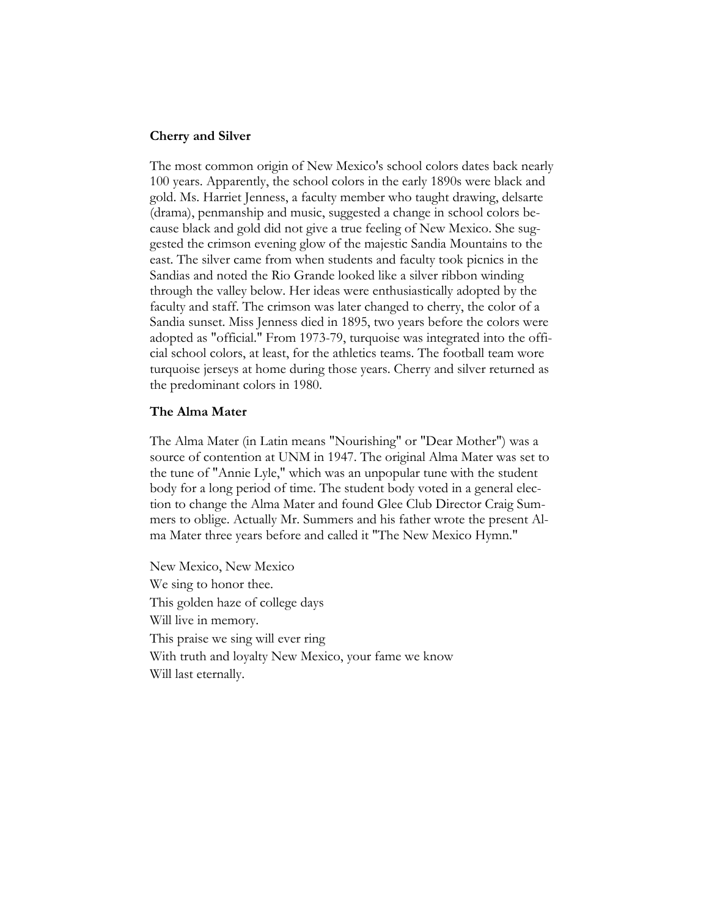**Cherry and Silver**

The most common origin of New Mexico's school colors dates back nearly 100 years. Apparently, the school colors in the early 1890s were black and gold. Ms. Harriet Jenness, a faculty member who taught drawing, delsarte (drama), penmanship and music, suggested a change in school colors because black and gold did not give a true feeling of New Mexico. She suggested the crimson evening glow of the majestic Sandia Mountains to the east. The silver came from when students and faculty took picnics in the Sandias and noted the Rio Grande looked like a silver ribbon winding through the valley below. Her ideas were enthusiastically adopted by the faculty and staff. The crimson was later changed to cherry, the color of a Sandia sunset. Miss Jenness died in 1895, two years before the colors were adopted as "official." From 1973-79, turquoise was integrated into the official school colors, at least, for the athletics teams. The football team wore turquoise jerseys at home during those years. Cherry and silver returned as the predominant colors in 1980.

**The Alma Mater**

The Alma Mater (in Latin means "Nourishing" or "Dear Mother") was a source of contention at UNM in 1947. The original Alma Mater was set to the tune of "Annie Lyle," which was an unpopular tune with the student body for a long period of time. The student body voted in a general election to change the Alma Mater and found Glee Club Director Craig Summers to oblige. Actually Mr. Summers and his father wrote the present Alma Mater three years before and called it "The New Mexico Hymn."

New Mexico, New Mexico  
We sing to honor thee.  
This golden haze of college days  
Will live in memory.  
This praise we sing will ever ring  
With truth and loyalty New Mexico, your fame we know  
Will last eternally.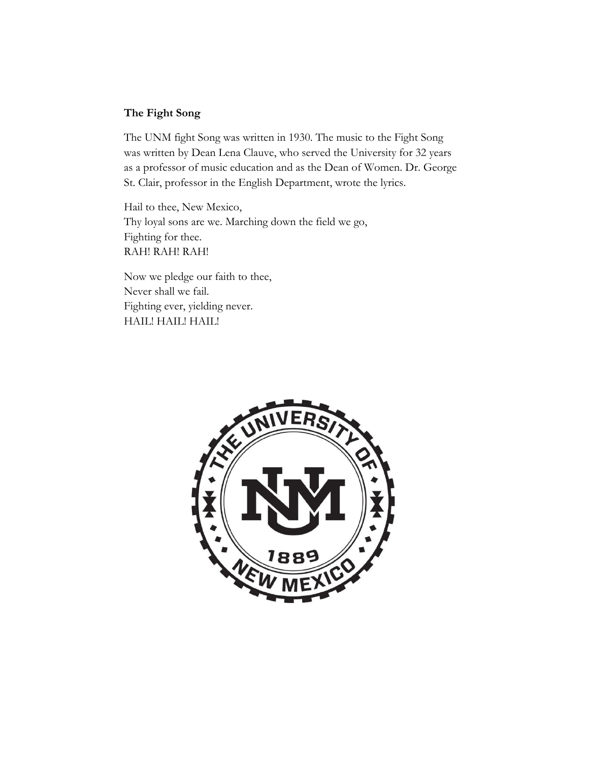**The Fight Song**

The UNM fight Song was written in 1930. The music to the Fight Song was written by Dean Lena Clauve, who served the University for 32 years as a professor of music education and as the Dean of Women. Dr. George St. Clair, professor in the English Department, wrote the lyrics.

Hail to thee, New Mexico,
Thy loyal sons are we. Marching down the field we go,
Fighting for thee.
RAH! RAH! RAH!

Now we pledge our faith to thee,
Never shall we fail.
Fighting ever, yielding never.
HAIL! HAIL! HAIL!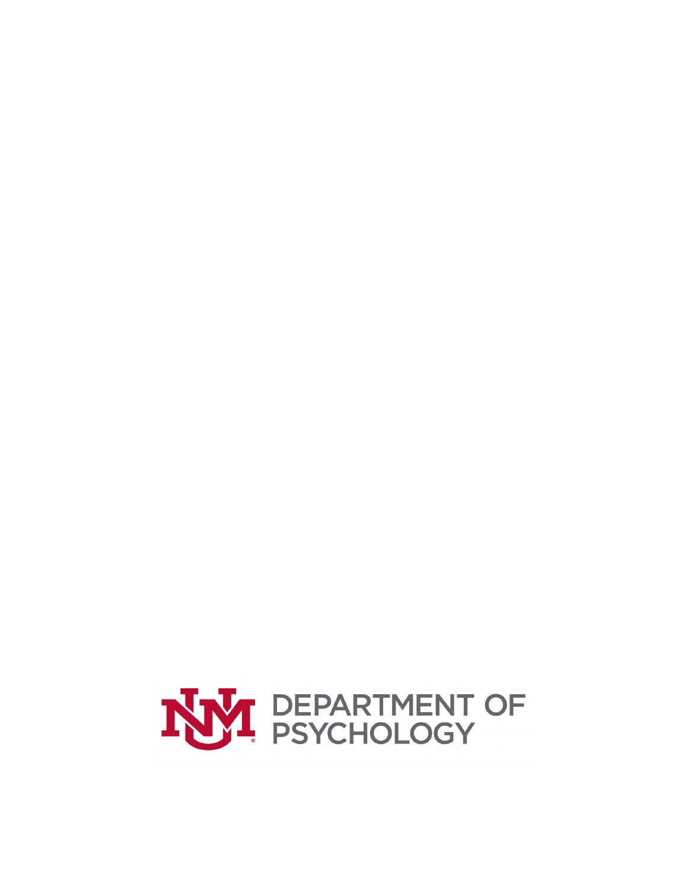DEPARTMENT OF PSYCHOLOGY